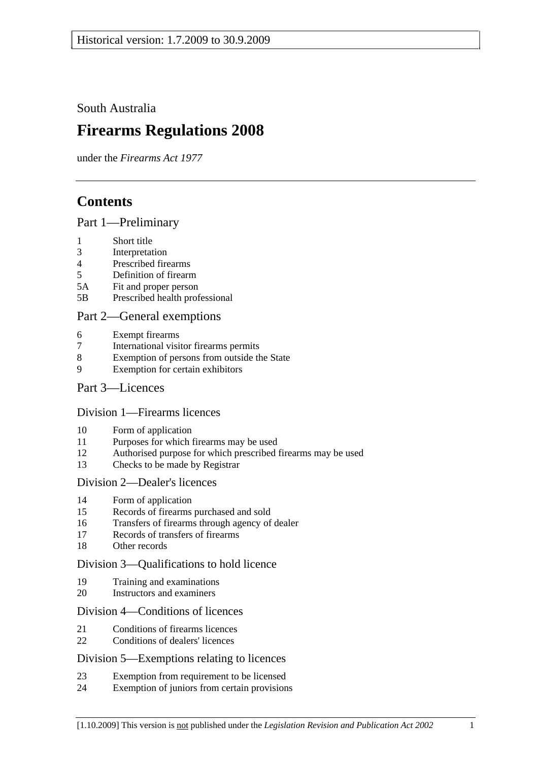Historical version: 1.7.2009 to 30.9.2009

South Australia

# Firearms Regulations 2008

under the *Firearms Act 1977*

## Contents

### Part 1—Preliminary

1 Short title
3 Interpretation
4 Prescribed firearms
5 Definition of firearm
5A Fit and proper person
5B Prescribed health professional

### Part 2—General exemptions

6 Exempt firearms
7 International visitor firearms permits
8 Exemption of persons from outside the State
9 Exemption for certain exhibitors

### Part 3—Licences

#### Division 1—Firearms licences

10 Form of application
11 Purposes for which firearms may be used
12 Authorised purpose for which prescribed firearms may be used
13 Checks to be made by Registrar

#### Division 2—Dealer's licences

14 Form of application
15 Records of firearms purchased and sold
16 Transfers of firearms through agency of dealer
17 Records of transfers of firearms
18 Other records

#### Division 3—Qualifications to hold licence

19 Training and examinations
20 Instructors and examiners

#### Division 4—Conditions of licences

21 Conditions of firearms licences
22 Conditions of dealers' licences

#### Division 5—Exemptions relating to licences

23 Exemption from requirement to be licensed
24 Exemption of juniors from certain provisions

[1.10.2009] This version is not published under the *Legislation Revision and Publication Act 2002*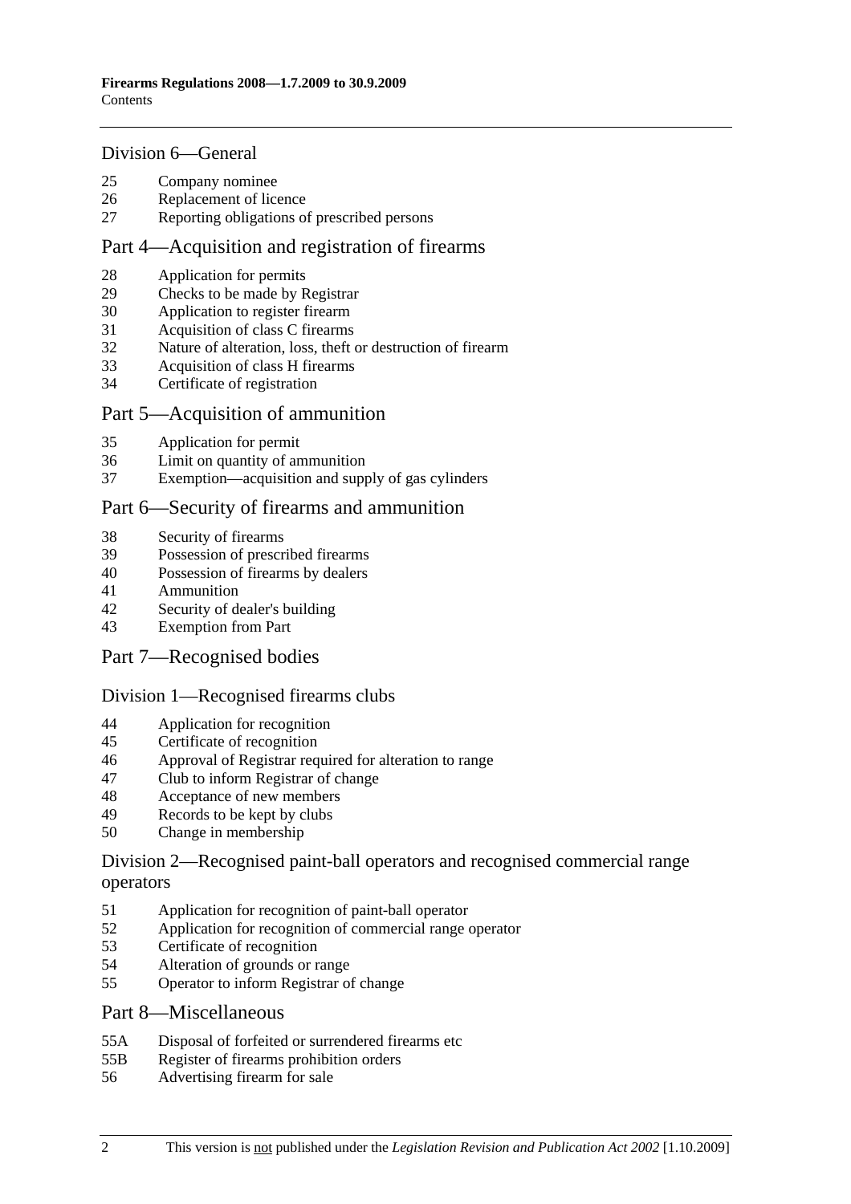## Division 6—General

25 Company nominee
26 Replacement of licence
27 Reporting obligations of prescribed persons

## Part 4—Acquisition and registration of firearms

28 Application for permits
29 Checks to be made by Registrar
30 Application to register firearm
31 Acquisition of class C firearms
32 Nature of alteration, loss, theft or destruction of firearm
33 Acquisition of class H firearms
34 Certificate of registration

## Part 5—Acquisition of ammunition

35 Application for permit
36 Limit on quantity of ammunition
37 Exemption—acquisition and supply of gas cylinders

## Part 6—Security of firearms and ammunition

38 Security of firearms
39 Possession of prescribed firearms
40 Possession of firearms by dealers
41 Ammunition
42 Security of dealer's building
43 Exemption from Part

## Part 7—Recognised bodies

## Division 1—Recognised firearms clubs

44 Application for recognition
45 Certificate of recognition
46 Approval of Registrar required for alteration to range
47 Club to inform Registrar of change
48 Acceptance of new members
49 Records to be kept by clubs
50 Change in membership

## Division 2—Recognised paint-ball operators and recognised commercial range operators

51 Application for recognition of paint-ball operator
52 Application for recognition of commercial range operator
53 Certificate of recognition
54 Alteration of grounds or range
55 Operator to inform Registrar of change

## Part 8—Miscellaneous

55A Disposal of forfeited or surrendered firearms etc
55B Register of firearms prohibition orders
56 Advertising firearm for sale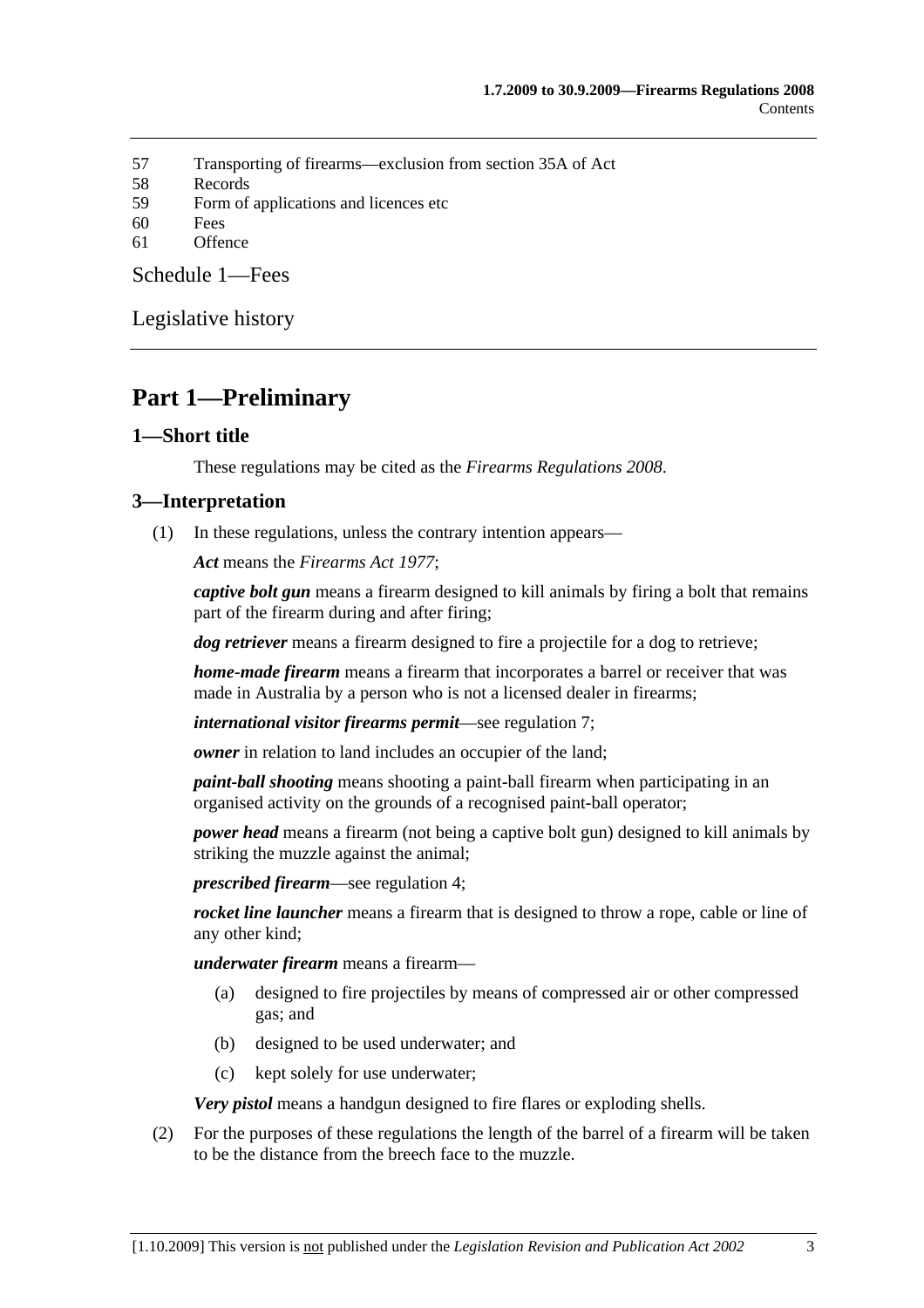57 Transporting of firearms—exclusion from section 35A of Act
58 Records
59 Form of applications and licences etc
60 Fees
61 Offence

Schedule 1—Fees

Legislative history

# Part 1—Preliminary

## 1—Short title

These regulations may be cited as the *Firearms Regulations 2008*.

## 3—Interpretation

(1) In these regulations, unless the contrary intention appears—

***Act*** means the *Firearms Act 1977*;

***captive bolt gun*** means a firearm designed to kill animals by firing a bolt that remains part of the firearm during and after firing;

***dog retriever*** means a firearm designed to fire a projectile for a dog to retrieve;

***home-made firearm*** means a firearm that incorporates a barrel or receiver that was made in Australia by a person who is not a licensed dealer in firearms;

***international visitor firearms permit***—see regulation 7;

***owner*** in relation to land includes an occupier of the land;

***paint-ball shooting*** means shooting a paint-ball firearm when participating in an organised activity on the grounds of a recognised paint-ball operator;

***power head*** means a firearm (not being a captive bolt gun) designed to kill animals by striking the muzzle against the animal;

***prescribed firearm***—see regulation 4;

***rocket line launcher*** means a firearm that is designed to throw a rope, cable or line of any other kind;

***underwater firearm*** means a firearm—

(a) designed to fire projectiles by means of compressed air or other compressed gas; and

(b) designed to be used underwater; and

(c) kept solely for use underwater;

***Very pistol*** means a handgun designed to fire flares or exploding shells.

(2) For the purposes of these regulations the length of the barrel of a firearm will be taken to be the distance from the breech face to the muzzle.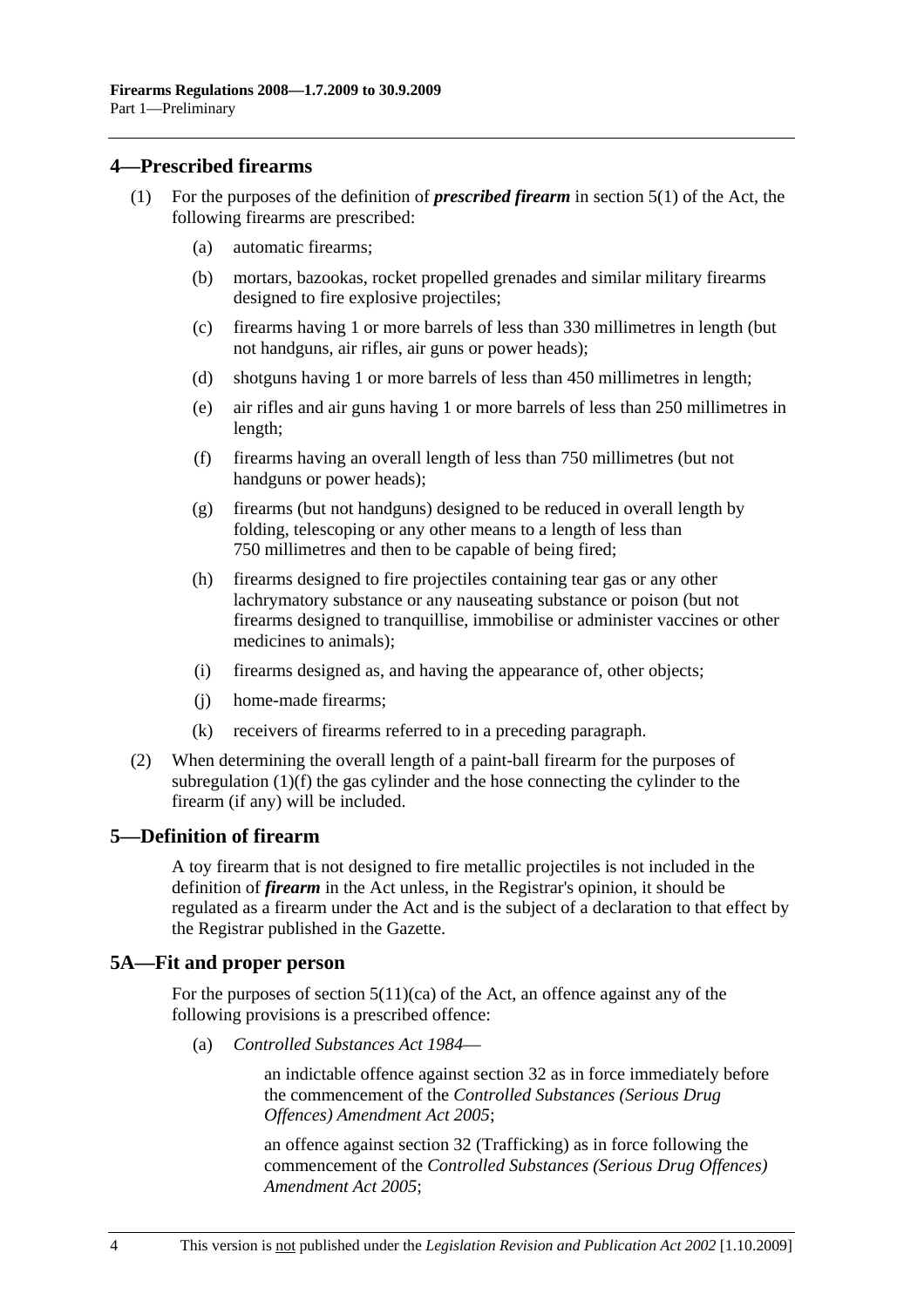## 4—Prescribed firearms

(1) For the purposes of the definition of ***prescribed firearm*** in section 5(1) of the Act, the following firearms are prescribed:

- (a) automatic firearms;
- (b) mortars, bazookas, rocket propelled grenades and similar military firearms designed to fire explosive projectiles;
- (c) firearms having 1 or more barrels of less than 330 millimetres in length (but not handguns, air rifles, air guns or power heads);
- (d) shotguns having 1 or more barrels of less than 450 millimetres in length;
- (e) air rifles and air guns having 1 or more barrels of less than 250 millimetres in length;
- (f) firearms having an overall length of less than 750 millimetres (but not handguns or power heads);
- (g) firearms (but not handguns) designed to be reduced in overall length by folding, telescoping or any other means to a length of less than 750 millimetres and then to be capable of being fired;
- (h) firearms designed to fire projectiles containing tear gas or any other lachrymatory substance or any nauseating substance or poison (but not firearms designed to tranquillise, immobilise or administer vaccines or other medicines to animals);
- (i) firearms designed as, and having the appearance of, other objects;
- (j) home-made firearms;
- (k) receivers of firearms referred to in a preceding paragraph.

(2) When determining the overall length of a paint-ball firearm for the purposes of subregulation (1)(f) the gas cylinder and the hose connecting the cylinder to the firearm (if any) will be included.

## 5—Definition of firearm

A toy firearm that is not designed to fire metallic projectiles is not included in the definition of ***firearm*** in the Act unless, in the Registrar's opinion, it should be regulated as a firearm under the Act and is the subject of a declaration to that effect by the Registrar published in the Gazette.

## 5A—Fit and proper person

For the purposes of section 5(11)(ca) of the Act, an offence against any of the following provisions is a prescribed offence:

- (a) *Controlled Substances Act 1984*—

  an indictable offence against section 32 as in force immediately before the commencement of the *Controlled Substances (Serious Drug Offences) Amendment Act 2005*;

  an offence against section 32 (Trafficking) as in force following the commencement of the *Controlled Substances (Serious Drug Offences) Amendment Act 2005*;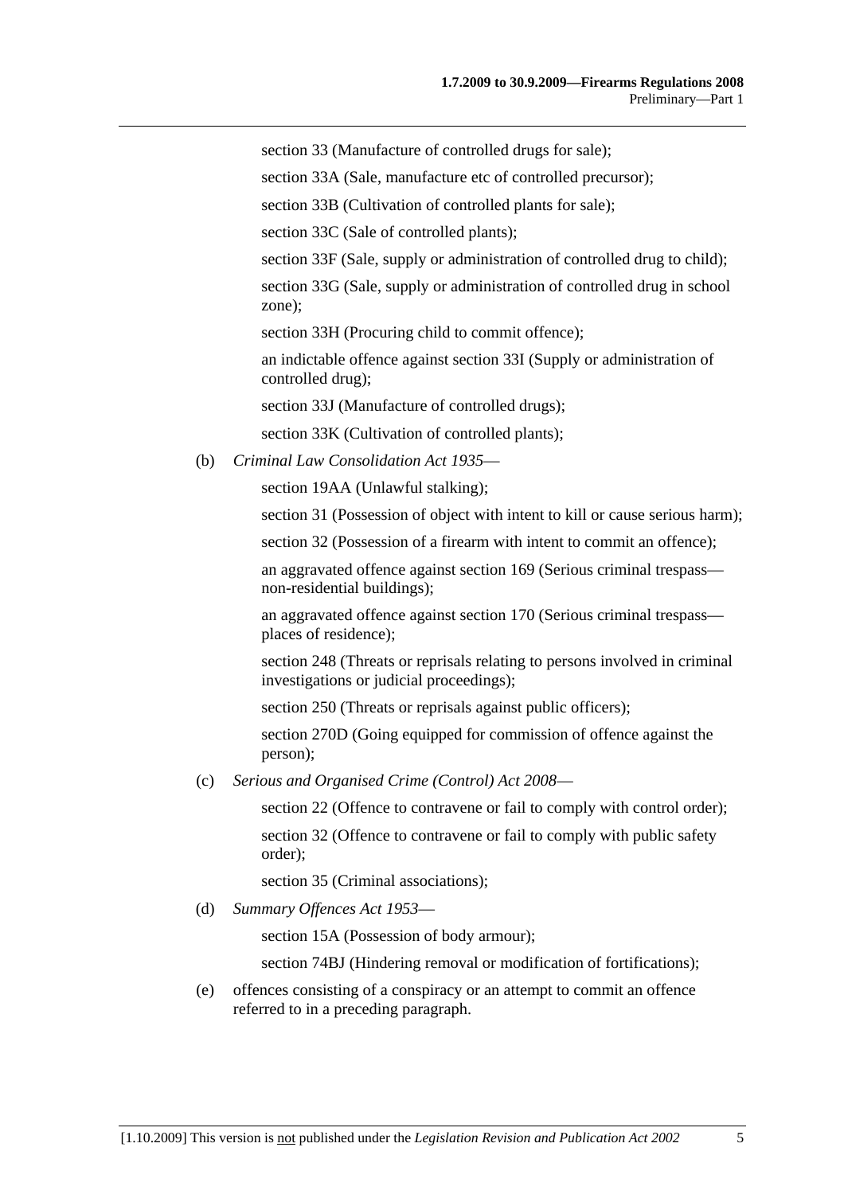section 33 (Manufacture of controlled drugs for sale);

section 33A (Sale, manufacture etc of controlled precursor);

section 33B (Cultivation of controlled plants for sale);

section 33C (Sale of controlled plants);

section 33F (Sale, supply or administration of controlled drug to child);

section 33G (Sale, supply or administration of controlled drug in school zone);

section 33H (Procuring child to commit offence);

an indictable offence against section 33I (Supply or administration of controlled drug);

section 33J (Manufacture of controlled drugs);

section 33K (Cultivation of controlled plants);

(b) *Criminal Law Consolidation Act 1935*—

section 19AA (Unlawful stalking);

section 31 (Possession of object with intent to kill or cause serious harm);

section 32 (Possession of a firearm with intent to commit an offence);

an aggravated offence against section 169 (Serious criminal trespass—non-residential buildings);

an aggravated offence against section 170 (Serious criminal trespass—places of residence);

section 248 (Threats or reprisals relating to persons involved in criminal investigations or judicial proceedings);

section 250 (Threats or reprisals against public officers);

section 270D (Going equipped for commission of offence against the person);

(c) *Serious and Organised Crime (Control) Act 2008*—

section 22 (Offence to contravene or fail to comply with control order);

section 32 (Offence to contravene or fail to comply with public safety order);

section 35 (Criminal associations);

(d) *Summary Offences Act 1953*—

section 15A (Possession of body armour);

section 74BJ (Hindering removal or modification of fortifications);

(e) offences consisting of a conspiracy or an attempt to commit an offence referred to in a preceding paragraph.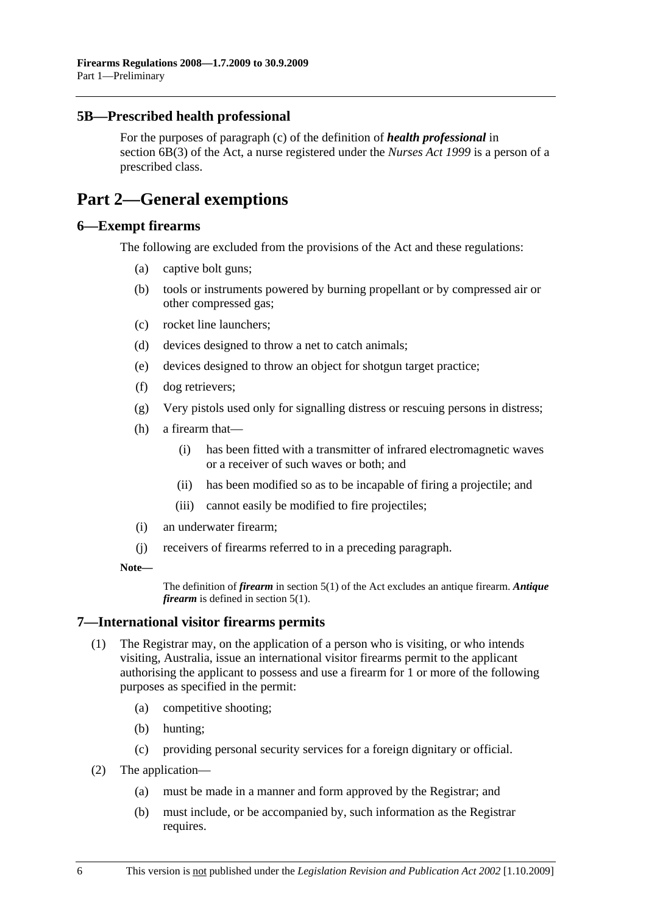### 5B—Prescribed health professional

For the purposes of paragraph (c) of the definition of ***health professional*** in section 6B(3) of the Act, a nurse registered under the *Nurses Act 1999* is a person of a prescribed class.

## Part 2—General exemptions

### 6—Exempt firearms

The following are excluded from the provisions of the Act and these regulations:

- (a) captive bolt guns;
- (b) tools or instruments powered by burning propellant or by compressed air or other compressed gas;
- (c) rocket line launchers;
- (d) devices designed to throw a net to catch animals;
- (e) devices designed to throw an object for shotgun target practice;
- (f) dog retrievers;
- (g) Very pistols used only for signalling distress or rescuing persons in distress;
- (h) a firearm that—
  - (i) has been fitted with a transmitter of infrared electromagnetic waves or a receiver of such waves or both; and
  - (ii) has been modified so as to be incapable of firing a projectile; and
  - (iii) cannot easily be modified to fire projectiles;
- (i) an underwater firearm;
- (j) receivers of firearms referred to in a preceding paragraph.

**Note—**

The definition of ***firearm*** in section 5(1) of the Act excludes an antique firearm. ***Antique firearm*** is defined in section 5(1).

### 7—International visitor firearms permits

(1) The Registrar may, on the application of a person who is visiting, or who intends visiting, Australia, issue an international visitor firearms permit to the applicant authorising the applicant to possess and use a firearm for 1 or more of the following purposes as specified in the permit:

- (a) competitive shooting;
- (b) hunting;
- (c) providing personal security services for a foreign dignitary or official.

(2) The application—

- (a) must be made in a manner and form approved by the Registrar; and
- (b) must include, or be accompanied by, such information as the Registrar requires.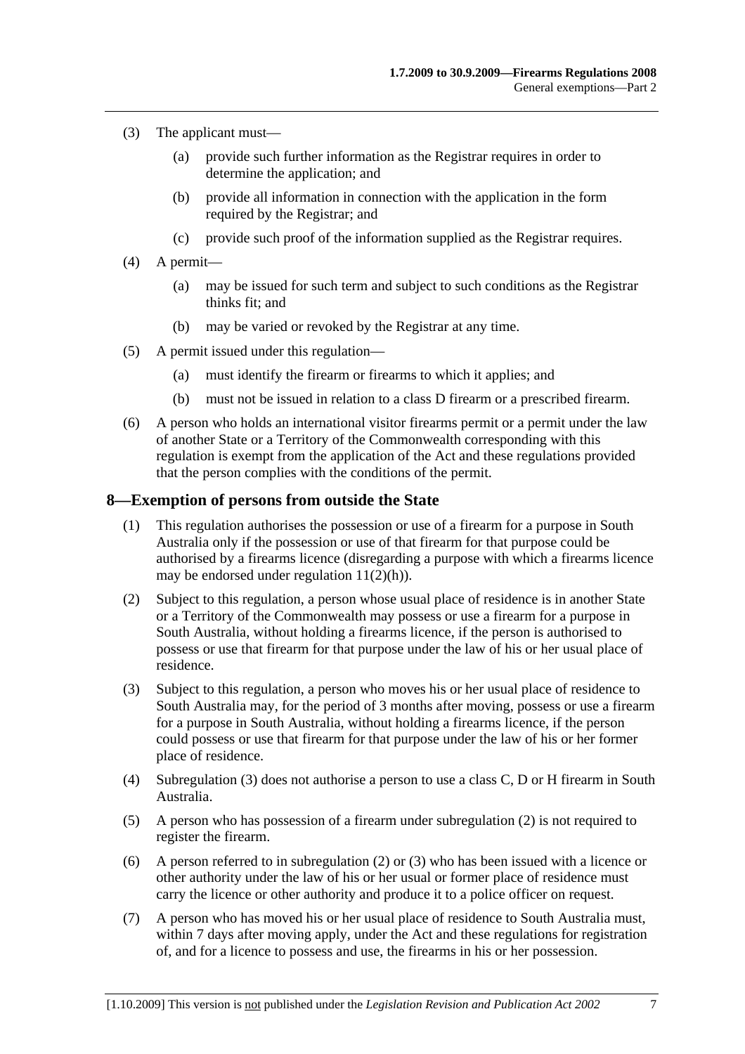(3) The applicant must—

(a) provide such further information as the Registrar requires in order to determine the application; and

(b) provide all information in connection with the application in the form required by the Registrar; and

(c) provide such proof of the information supplied as the Registrar requires.

(4) A permit—

(a) may be issued for such term and subject to such conditions as the Registrar thinks fit; and

(b) may be varied or revoked by the Registrar at any time.

(5) A permit issued under this regulation—

(a) must identify the firearm or firearms to which it applies; and

(b) must not be issued in relation to a class D firearm or a prescribed firearm.

(6) A person who holds an international visitor firearms permit or a permit under the law of another State or a Territory of the Commonwealth corresponding with this regulation is exempt from the application of the Act and these regulations provided that the person complies with the conditions of the permit.

## 8—Exemption of persons from outside the State

(1) This regulation authorises the possession or use of a firearm for a purpose in South Australia only if the possession or use of that firearm for that purpose could be authorised by a firearms licence (disregarding a purpose with which a firearms licence may be endorsed under regulation 11(2)(h)).

(2) Subject to this regulation, a person whose usual place of residence is in another State or a Territory of the Commonwealth may possess or use a firearm for a purpose in South Australia, without holding a firearms licence, if the person is authorised to possess or use that firearm for that purpose under the law of his or her usual place of residence.

(3) Subject to this regulation, a person who moves his or her usual place of residence to South Australia may, for the period of 3 months after moving, possess or use a firearm for a purpose in South Australia, without holding a firearms licence, if the person could possess or use that firearm for that purpose under the law of his or her former place of residence.

(4) Subregulation (3) does not authorise a person to use a class C, D or H firearm in South Australia.

(5) A person who has possession of a firearm under subregulation (2) is not required to register the firearm.

(6) A person referred to in subregulation (2) or (3) who has been issued with a licence or other authority under the law of his or her usual or former place of residence must carry the licence or other authority and produce it to a police officer on request.

(7) A person who has moved his or her usual place of residence to South Australia must, within 7 days after moving apply, under the Act and these regulations for registration of, and for a licence to possess and use, the firearms in his or her possession.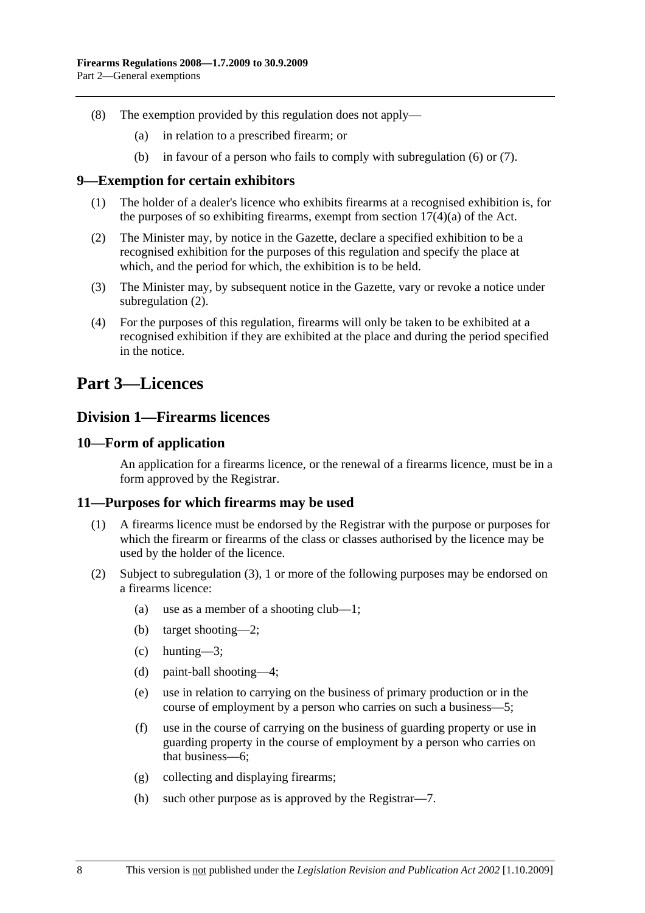(8) The exemption provided by this regulation does not apply—

(a) in relation to a prescribed firearm; or

(b) in favour of a person who fails to comply with subregulation (6) or (7).

### 9—Exemption for certain exhibitors

(1) The holder of a dealer's licence who exhibits firearms at a recognised exhibition is, for the purposes of so exhibiting firearms, exempt from section 17(4)(a) of the Act.

(2) The Minister may, by notice in the Gazette, declare a specified exhibition to be a recognised exhibition for the purposes of this regulation and specify the place at which, and the period for which, the exhibition is to be held.

(3) The Minister may, by subsequent notice in the Gazette, vary or revoke a notice under subregulation (2).

(4) For the purposes of this regulation, firearms will only be taken to be exhibited at a recognised exhibition if they are exhibited at the place and during the period specified in the notice.

# Part 3—Licences

## Division 1—Firearms licences

### 10—Form of application

An application for a firearms licence, or the renewal of a firearms licence, must be in a form approved by the Registrar.

### 11—Purposes for which firearms may be used

(1) A firearms licence must be endorsed by the Registrar with the purpose or purposes for which the firearm or firearms of the class or classes authorised by the licence may be used by the holder of the licence.

(2) Subject to subregulation (3), 1 or more of the following purposes may be endorsed on a firearms licence:

(a) use as a member of a shooting club—1;

(b) target shooting—2;

(c) hunting—3;

(d) paint-ball shooting—4;

(e) use in relation to carrying on the business of primary production or in the course of employment by a person who carries on such a business—5;

(f) use in the course of carrying on the business of guarding property or use in guarding property in the course of employment by a person who carries on that business—6;

(g) collecting and displaying firearms;

(h) such other purpose as is approved by the Registrar—7.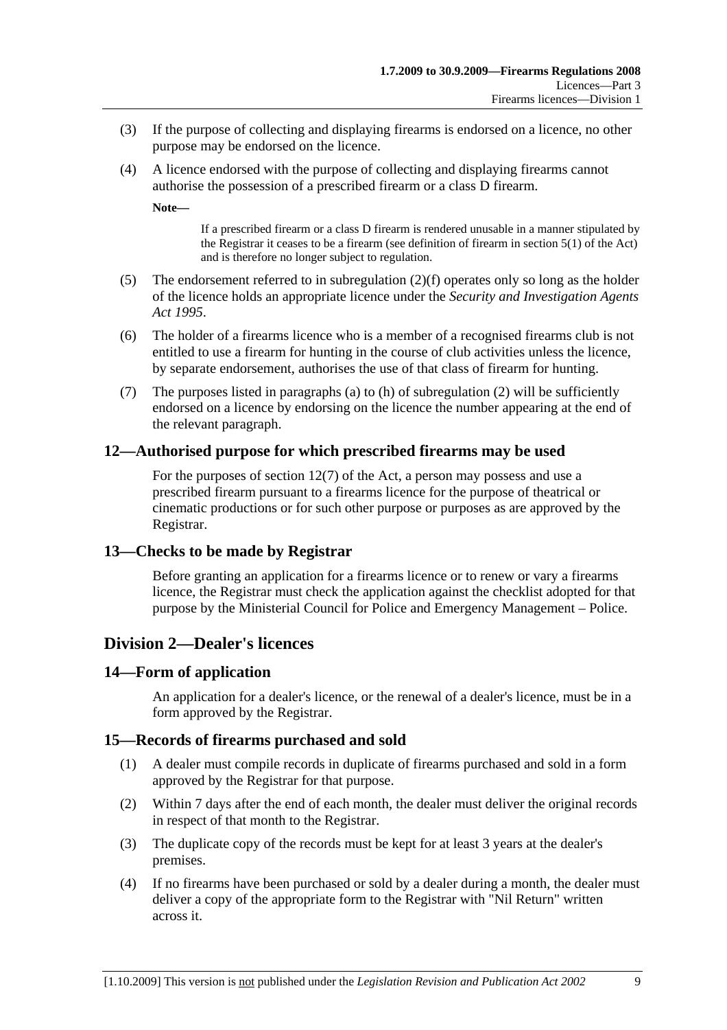(3) If the purpose of collecting and displaying firearms is endorsed on a licence, no other purpose may be endorsed on the licence.

(4) A licence endorsed with the purpose of collecting and displaying firearms cannot authorise the possession of a prescribed firearm or a class D firearm.

**Note—**

If a prescribed firearm or a class D firearm is rendered unusable in a manner stipulated by the Registrar it ceases to be a firearm (see definition of firearm in section 5(1) of the Act) and is therefore no longer subject to regulation.

(5) The endorsement referred to in subregulation (2)(f) operates only so long as the holder of the licence holds an appropriate licence under the *Security and Investigation Agents Act 1995*.

(6) The holder of a firearms licence who is a member of a recognised firearms club is not entitled to use a firearm for hunting in the course of club activities unless the licence, by separate endorsement, authorises the use of that class of firearm for hunting.

(7) The purposes listed in paragraphs (a) to (h) of subregulation (2) will be sufficiently endorsed on a licence by endorsing on the licence the number appearing at the end of the relevant paragraph.

### 12—Authorised purpose for which prescribed firearms may be used

For the purposes of section 12(7) of the Act, a person may possess and use a prescribed firearm pursuant to a firearms licence for the purpose of theatrical or cinematic productions or for such other purpose or purposes as are approved by the Registrar.

### 13—Checks to be made by Registrar

Before granting an application for a firearms licence or to renew or vary a firearms licence, the Registrar must check the application against the checklist adopted for that purpose by the Ministerial Council for Police and Emergency Management – Police.

## Division 2—Dealer's licences

### 14—Form of application

An application for a dealer's licence, or the renewal of a dealer's licence, must be in a form approved by the Registrar.

### 15—Records of firearms purchased and sold

(1) A dealer must compile records in duplicate of firearms purchased and sold in a form approved by the Registrar for that purpose.

(2) Within 7 days after the end of each month, the dealer must deliver the original records in respect of that month to the Registrar.

(3) The duplicate copy of the records must be kept for at least 3 years at the dealer's premises.

(4) If no firearms have been purchased or sold by a dealer during a month, the dealer must deliver a copy of the appropriate form to the Registrar with "Nil Return" written across it.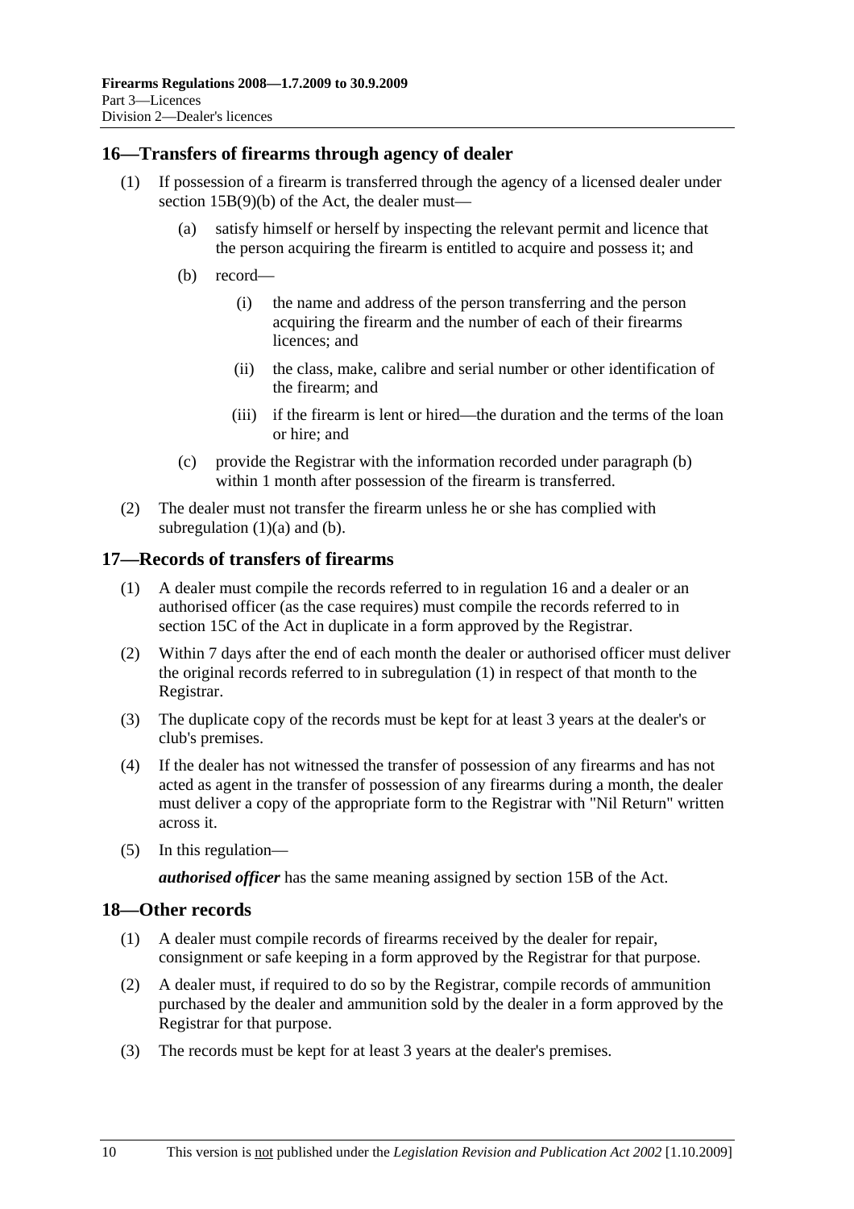## 16—Transfers of firearms through agency of dealer

(1) If possession of a firearm is transferred through the agency of a licensed dealer under section 15B(9)(b) of the Act, the dealer must—

(a) satisfy himself or herself by inspecting the relevant permit and licence that the person acquiring the firearm is entitled to acquire and possess it; and

(b) record—

(i) the name and address of the person transferring and the person acquiring the firearm and the number of each of their firearms licences; and

(ii) the class, make, calibre and serial number or other identification of the firearm; and

(iii) if the firearm is lent or hired—the duration and the terms of the loan or hire; and

(c) provide the Registrar with the information recorded under paragraph (b) within 1 month after possession of the firearm is transferred.

(2) The dealer must not transfer the firearm unless he or she has complied with subregulation (1)(a) and (b).

## 17—Records of transfers of firearms

(1) A dealer must compile the records referred to in regulation 16 and a dealer or an authorised officer (as the case requires) must compile the records referred to in section 15C of the Act in duplicate in a form approved by the Registrar.

(2) Within 7 days after the end of each month the dealer or authorised officer must deliver the original records referred to in subregulation (1) in respect of that month to the Registrar.

(3) The duplicate copy of the records must be kept for at least 3 years at the dealer's or club's premises.

(4) If the dealer has not witnessed the transfer of possession of any firearms and has not acted as agent in the transfer of possession of any firearms during a month, the dealer must deliver a copy of the appropriate form to the Registrar with "Nil Return" written across it.

(5) In this regulation—

***authorised officer*** has the same meaning assigned by section 15B of the Act.

## 18—Other records

(1) A dealer must compile records of firearms received by the dealer for repair, consignment or safe keeping in a form approved by the Registrar for that purpose.

(2) A dealer must, if required to do so by the Registrar, compile records of ammunition purchased by the dealer and ammunition sold by the dealer in a form approved by the Registrar for that purpose.

(3) The records must be kept for at least 3 years at the dealer's premises.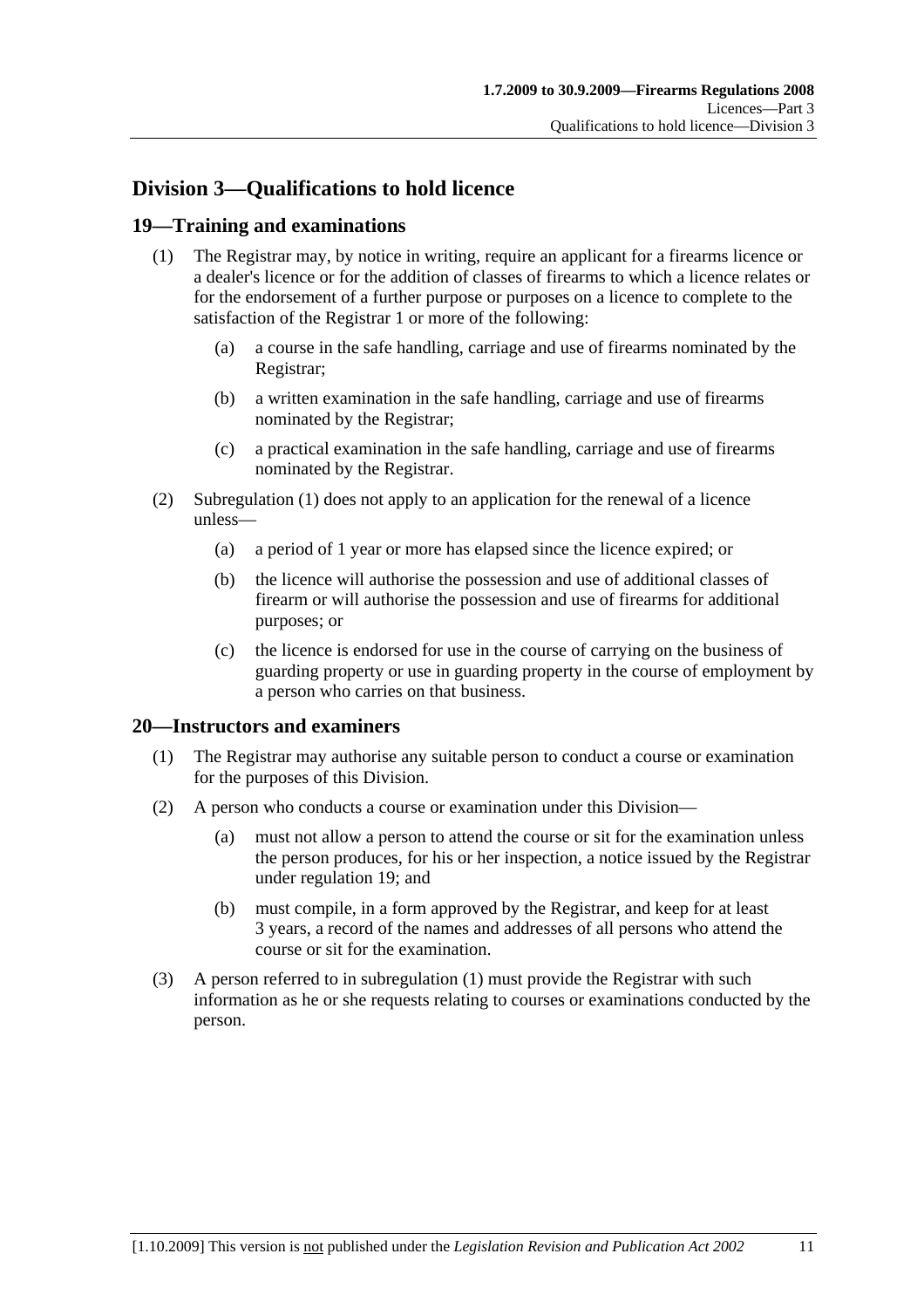## Division 3—Qualifications to hold licence

### 19—Training and examinations

(1) The Registrar may, by notice in writing, require an applicant for a firearms licence or a dealer's licence or for the addition of classes of firearms to which a licence relates or for the endorsement of a further purpose or purposes on a licence to complete to the satisfaction of the Registrar 1 or more of the following:

(a) a course in the safe handling, carriage and use of firearms nominated by the Registrar;

(b) a written examination in the safe handling, carriage and use of firearms nominated by the Registrar;

(c) a practical examination in the safe handling, carriage and use of firearms nominated by the Registrar.

(2) Subregulation (1) does not apply to an application for the renewal of a licence unless—

(a) a period of 1 year or more has elapsed since the licence expired; or

(b) the licence will authorise the possession and use of additional classes of firearm or will authorise the possession and use of firearms for additional purposes; or

(c) the licence is endorsed for use in the course of carrying on the business of guarding property or use in guarding property in the course of employment by a person who carries on that business.

### 20—Instructors and examiners

(1) The Registrar may authorise any suitable person to conduct a course or examination for the purposes of this Division.

(2) A person who conducts a course or examination under this Division—

(a) must not allow a person to attend the course or sit for the examination unless the person produces, for his or her inspection, a notice issued by the Registrar under regulation 19; and

(b) must compile, in a form approved by the Registrar, and keep for at least 3 years, a record of the names and addresses of all persons who attend the course or sit for the examination.

(3) A person referred to in subregulation (1) must provide the Registrar with such information as he or she requests relating to courses or examinations conducted by the person.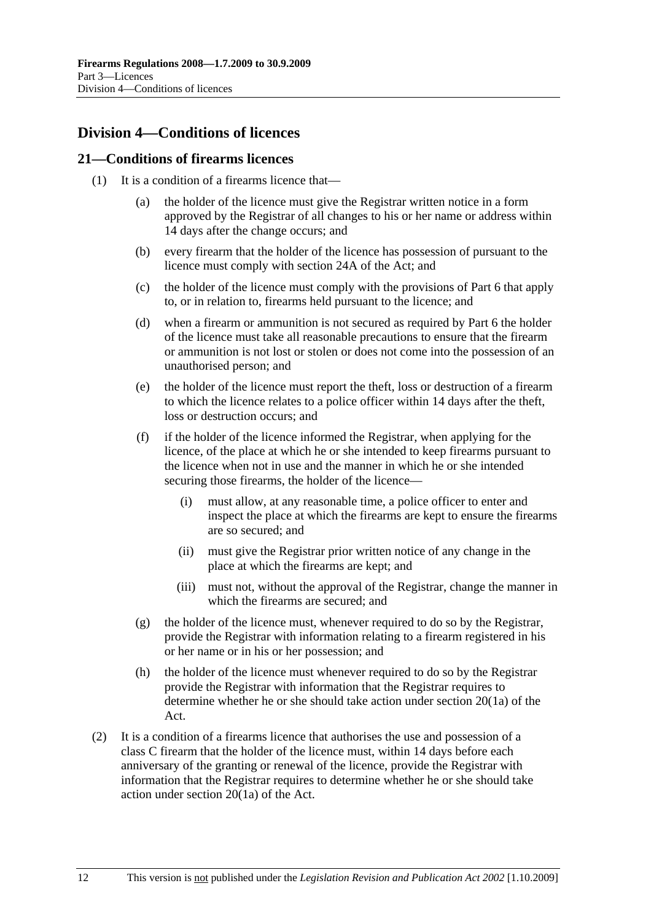## Division 4—Conditions of licences

### 21—Conditions of firearms licences

(1) It is a condition of a firearms licence that—

(a) the holder of the licence must give the Registrar written notice in a form approved by the Registrar of all changes to his or her name or address within 14 days after the change occurs; and

(b) every firearm that the holder of the licence has possession of pursuant to the licence must comply with section 24A of the Act; and

(c) the holder of the licence must comply with the provisions of Part 6 that apply to, or in relation to, firearms held pursuant to the licence; and

(d) when a firearm or ammunition is not secured as required by Part 6 the holder of the licence must take all reasonable precautions to ensure that the firearm or ammunition is not lost or stolen or does not come into the possession of an unauthorised person; and

(e) the holder of the licence must report the theft, loss or destruction of a firearm to which the licence relates to a police officer within 14 days after the theft, loss or destruction occurs; and

(f) if the holder of the licence informed the Registrar, when applying for the licence, of the place at which he or she intended to keep firearms pursuant to the licence when not in use and the manner in which he or she intended securing those firearms, the holder of the licence—

(i) must allow, at any reasonable time, a police officer to enter and inspect the place at which the firearms are kept to ensure the firearms are so secured; and

(ii) must give the Registrar prior written notice of any change in the place at which the firearms are kept; and

(iii) must not, without the approval of the Registrar, change the manner in which the firearms are secured; and

(g) the holder of the licence must, whenever required to do so by the Registrar, provide the Registrar with information relating to a firearm registered in his or her name or in his or her possession; and

(h) the holder of the licence must whenever required to do so by the Registrar provide the Registrar with information that the Registrar requires to determine whether he or she should take action under section 20(1a) of the Act.

(2) It is a condition of a firearms licence that authorises the use and possession of a class C firearm that the holder of the licence must, within 14 days before each anniversary of the granting or renewal of the licence, provide the Registrar with information that the Registrar requires to determine whether he or she should take action under section 20(1a) of the Act.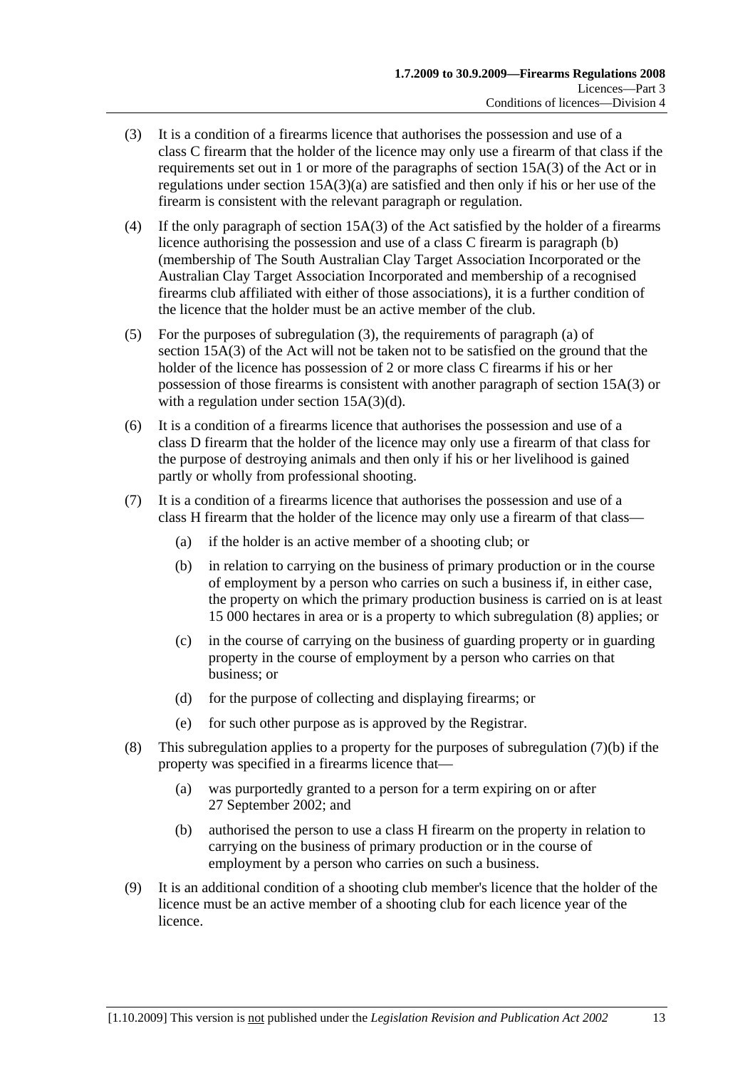(3) It is a condition of a firearms licence that authorises the possession and use of a class C firearm that the holder of the licence may only use a firearm of that class if the requirements set out in 1 or more of the paragraphs of section 15A(3) of the Act or in regulations under section 15A(3)(a) are satisfied and then only if his or her use of the firearm is consistent with the relevant paragraph or regulation.

(4) If the only paragraph of section 15A(3) of the Act satisfied by the holder of a firearms licence authorising the possession and use of a class C firearm is paragraph (b) (membership of The South Australian Clay Target Association Incorporated or the Australian Clay Target Association Incorporated and membership of a recognised firearms club affiliated with either of those associations), it is a further condition of the licence that the holder must be an active member of the club.

(5) For the purposes of subregulation (3), the requirements of paragraph (a) of section 15A(3) of the Act will not be taken not to be satisfied on the ground that the holder of the licence has possession of 2 or more class C firearms if his or her possession of those firearms is consistent with another paragraph of section 15A(3) or with a regulation under section 15A(3)(d).

(6) It is a condition of a firearms licence that authorises the possession and use of a class D firearm that the holder of the licence may only use a firearm of that class for the purpose of destroying animals and then only if his or her livelihood is gained partly or wholly from professional shooting.

(7) It is a condition of a firearms licence that authorises the possession and use of a class H firearm that the holder of the licence may only use a firearm of that class—

- (a) if the holder is an active member of a shooting club; or
- (b) in relation to carrying on the business of primary production or in the course of employment by a person who carries on such a business if, in either case, the property on which the primary production business is carried on is at least 15 000 hectares in area or is a property to which subregulation (8) applies; or
- (c) in the course of carrying on the business of guarding property or in guarding property in the course of employment by a person who carries on that business; or
- (d) for the purpose of collecting and displaying firearms; or
- (e) for such other purpose as is approved by the Registrar.

(8) This subregulation applies to a property for the purposes of subregulation (7)(b) if the property was specified in a firearms licence that—

- (a) was purportedly granted to a person for a term expiring on or after 27 September 2002; and
- (b) authorised the person to use a class H firearm on the property in relation to carrying on the business of primary production or in the course of employment by a person who carries on such a business.

(9) It is an additional condition of a shooting club member's licence that the holder of the licence must be an active member of a shooting club for each licence year of the licence.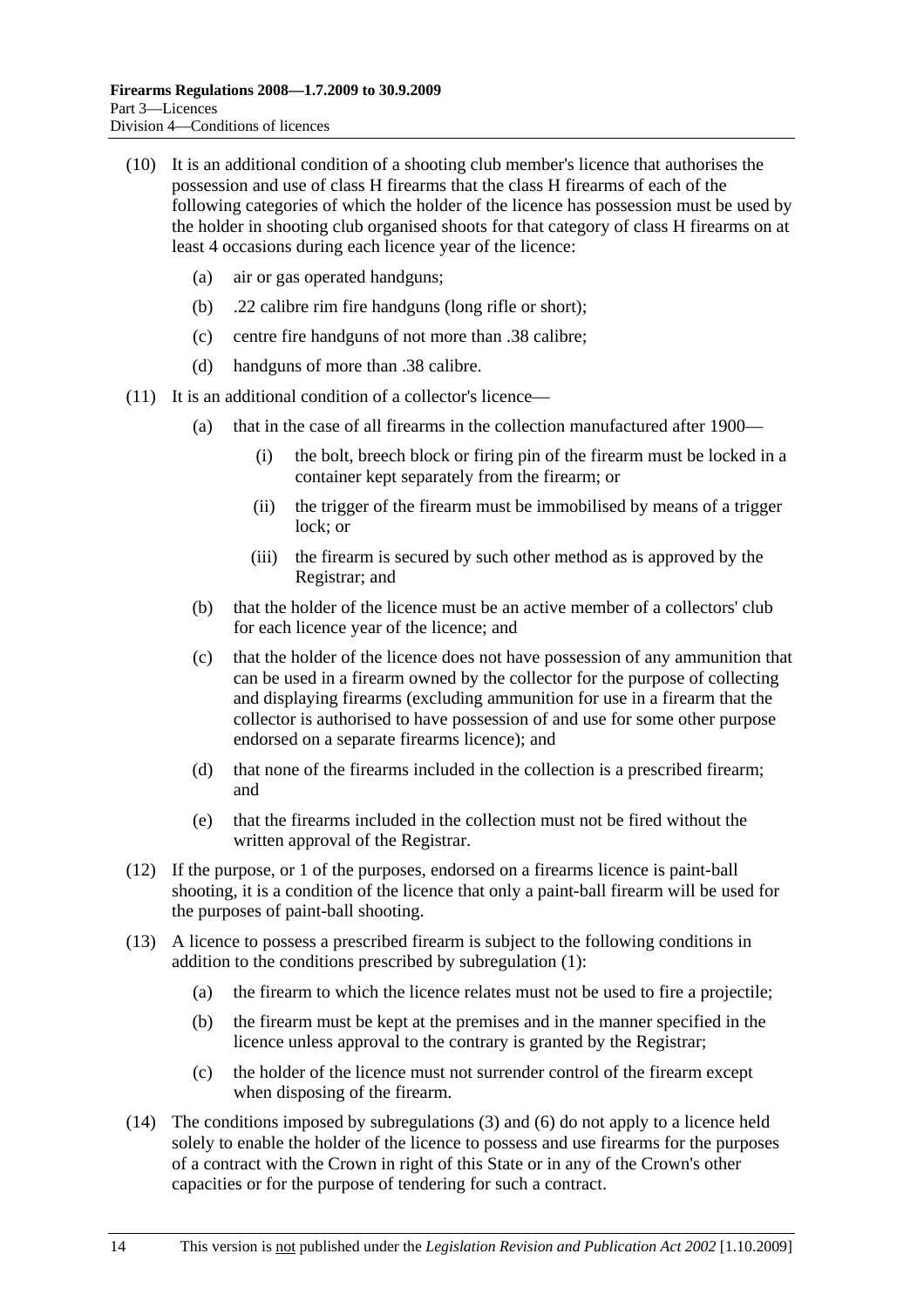(10) It is an additional condition of a shooting club member's licence that authorises the possession and use of class H firearms that the class H firearms of each of the following categories of which the holder of the licence has possession must be used by the holder in shooting club organised shoots for that category of class H firearms on at least 4 occasions during each licence year of the licence:

- (a) air or gas operated handguns;
- (b) .22 calibre rim fire handguns (long rifle or short);
- (c) centre fire handguns of not more than .38 calibre;
- (d) handguns of more than .38 calibre.

(11) It is an additional condition of a collector's licence—

- (a) that in the case of all firearms in the collection manufactured after 1900—
  - (i) the bolt, breech block or firing pin of the firearm must be locked in a container kept separately from the firearm; or
  - (ii) the trigger of the firearm must be immobilised by means of a trigger lock; or
  - (iii) the firearm is secured by such other method as is approved by the Registrar; and
- (b) that the holder of the licence must be an active member of a collectors' club for each licence year of the licence; and
- (c) that the holder of the licence does not have possession of any ammunition that can be used in a firearm owned by the collector for the purpose of collecting and displaying firearms (excluding ammunition for use in a firearm that the collector is authorised to have possession of and use for some other purpose endorsed on a separate firearms licence); and
- (d) that none of the firearms included in the collection is a prescribed firearm; and
- (e) that the firearms included in the collection must not be fired without the written approval of the Registrar.

(12) If the purpose, or 1 of the purposes, endorsed on a firearms licence is paint-ball shooting, it is a condition of the licence that only a paint-ball firearm will be used for the purposes of paint-ball shooting.

(13) A licence to possess a prescribed firearm is subject to the following conditions in addition to the conditions prescribed by subregulation (1):

- (a) the firearm to which the licence relates must not be used to fire a projectile;
- (b) the firearm must be kept at the premises and in the manner specified in the licence unless approval to the contrary is granted by the Registrar;
- (c) the holder of the licence must not surrender control of the firearm except when disposing of the firearm.

(14) The conditions imposed by subregulations (3) and (6) do not apply to a licence held solely to enable the holder of the licence to possess and use firearms for the purposes of a contract with the Crown in right of this State or in any of the Crown's other capacities or for the purpose of tendering for such a contract.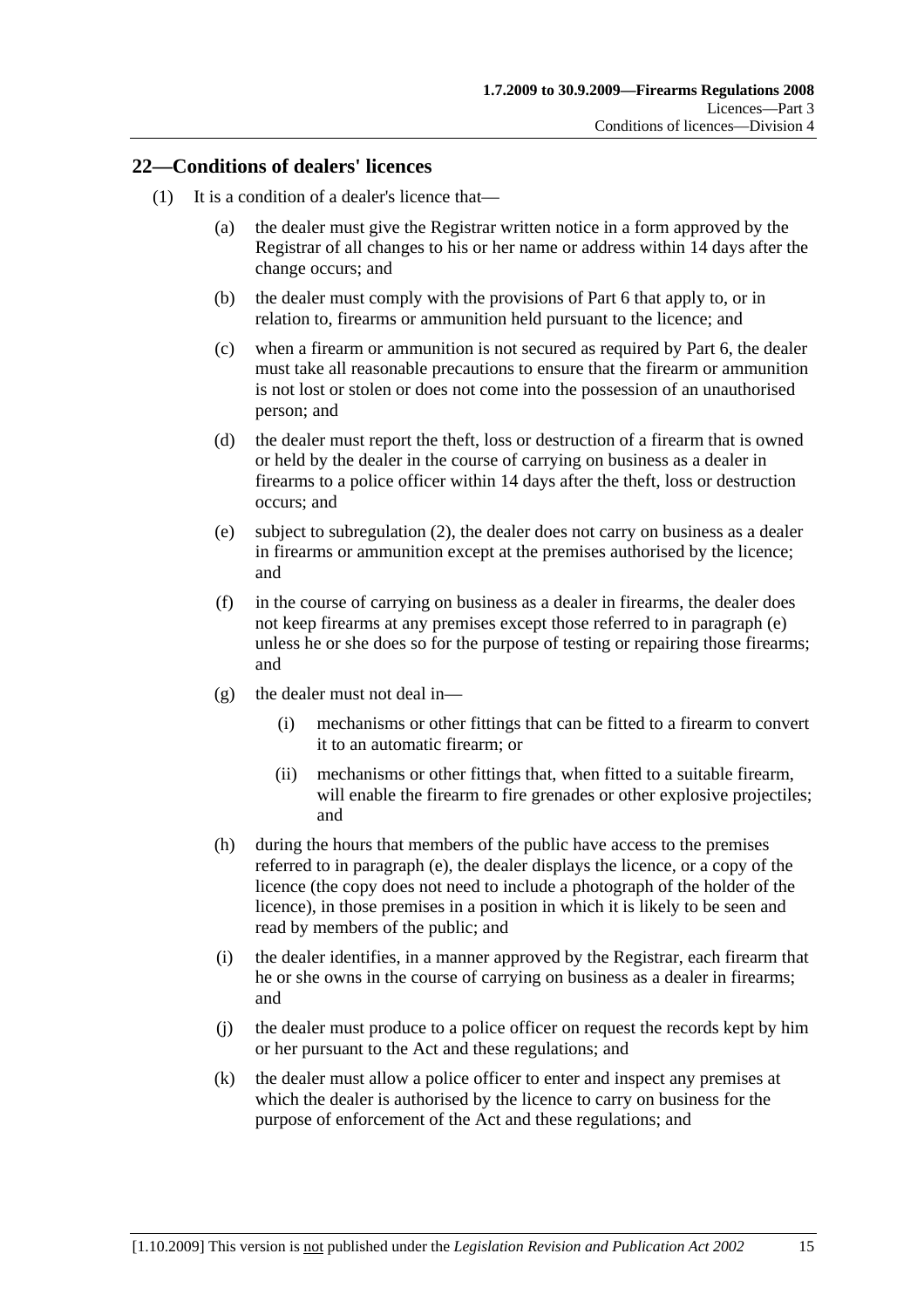## 22—Conditions of dealers' licences

(1) It is a condition of a dealer's licence that—

(a) the dealer must give the Registrar written notice in a form approved by the Registrar of all changes to his or her name or address within 14 days after the change occurs; and

(b) the dealer must comply with the provisions of Part 6 that apply to, or in relation to, firearms or ammunition held pursuant to the licence; and

(c) when a firearm or ammunition is not secured as required by Part 6, the dealer must take all reasonable precautions to ensure that the firearm or ammunition is not lost or stolen or does not come into the possession of an unauthorised person; and

(d) the dealer must report the theft, loss or destruction of a firearm that is owned or held by the dealer in the course of carrying on business as a dealer in firearms to a police officer within 14 days after the theft, loss or destruction occurs; and

(e) subject to subregulation (2), the dealer does not carry on business as a dealer in firearms or ammunition except at the premises authorised by the licence; and

(f) in the course of carrying on business as a dealer in firearms, the dealer does not keep firearms at any premises except those referred to in paragraph (e) unless he or she does so for the purpose of testing or repairing those firearms; and

(g) the dealer must not deal in—

(i) mechanisms or other fittings that can be fitted to a firearm to convert it to an automatic firearm; or

(ii) mechanisms or other fittings that, when fitted to a suitable firearm, will enable the firearm to fire grenades or other explosive projectiles; and

(h) during the hours that members of the public have access to the premises referred to in paragraph (e), the dealer displays the licence, or a copy of the licence (the copy does not need to include a photograph of the holder of the licence), in those premises in a position in which it is likely to be seen and read by members of the public; and

(i) the dealer identifies, in a manner approved by the Registrar, each firearm that he or she owns in the course of carrying on business as a dealer in firearms; and

(j) the dealer must produce to a police officer on request the records kept by him or her pursuant to the Act and these regulations; and

(k) the dealer must allow a police officer to enter and inspect any premises at which the dealer is authorised by the licence to carry on business for the purpose of enforcement of the Act and these regulations; and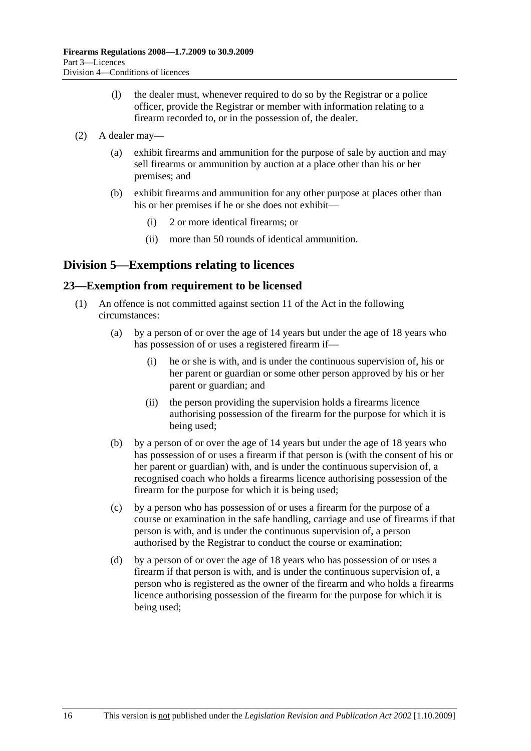(l) the dealer must, whenever required to do so by the Registrar or a police officer, provide the Registrar or member with information relating to a firearm recorded to, or in the possession of, the dealer.

(2) A dealer may—

(a) exhibit firearms and ammunition for the purpose of sale by auction and may sell firearms or ammunition by auction at a place other than his or her premises; and

(b) exhibit firearms and ammunition for any other purpose at places other than his or her premises if he or she does not exhibit—

(i) 2 or more identical firearms; or

(ii) more than 50 rounds of identical ammunition.

## Division 5—Exemptions relating to licences

### 23—Exemption from requirement to be licensed

(1) An offence is not committed against section 11 of the Act in the following circumstances:

(a) by a person of or over the age of 14 years but under the age of 18 years who has possession of or uses a registered firearm if—

(i) he or she is with, and is under the continuous supervision of, his or her parent or guardian or some other person approved by his or her parent or guardian; and

(ii) the person providing the supervision holds a firearms licence authorising possession of the firearm for the purpose for which it is being used;

(b) by a person of or over the age of 14 years but under the age of 18 years who has possession of or uses a firearm if that person is (with the consent of his or her parent or guardian) with, and is under the continuous supervision of, a recognised coach who holds a firearms licence authorising possession of the firearm for the purpose for which it is being used;

(c) by a person who has possession of or uses a firearm for the purpose of a course or examination in the safe handling, carriage and use of firearms if that person is with, and is under the continuous supervision of, a person authorised by the Registrar to conduct the course or examination;

(d) by a person of or over the age of 18 years who has possession of or uses a firearm if that person is with, and is under the continuous supervision of, a person who is registered as the owner of the firearm and who holds a firearms licence authorising possession of the firearm for the purpose for which it is being used;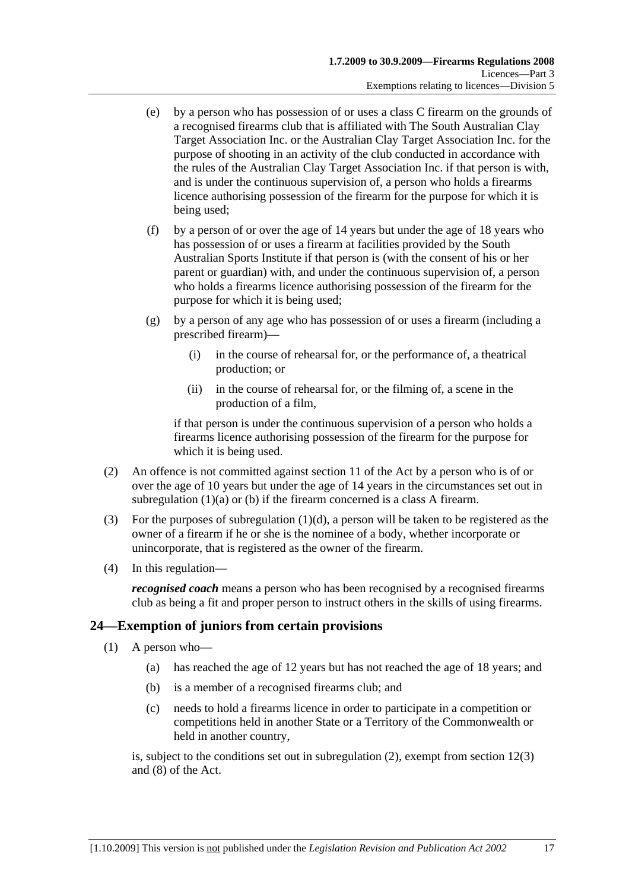(e) by a person who has possession of or uses a class C firearm on the grounds of a recognised firearms club that is affiliated with The South Australian Clay Target Association Inc. or the Australian Clay Target Association Inc. for the purpose of shooting in an activity of the club conducted in accordance with the rules of the Australian Clay Target Association Inc. if that person is with, and is under the continuous supervision of, a person who holds a firearms licence authorising possession of the firearm for the purpose for which it is being used;

(f) by a person of or over the age of 14 years but under the age of 18 years who has possession of or uses a firearm at facilities provided by the South Australian Sports Institute if that person is (with the consent of his or her parent or guardian) with, and under the continuous supervision of, a person who holds a firearms licence authorising possession of the firearm for the purpose for which it is being used;

(g) by a person of any age who has possession of or uses a firearm (including a prescribed firearm)—

(i) in the course of rehearsal for, or the performance of, a theatrical production; or

(ii) in the course of rehearsal for, or the filming of, a scene in the production of a film,

if that person is under the continuous supervision of a person who holds a firearms licence authorising possession of the firearm for the purpose for which it is being used.

(2) An offence is not committed against section 11 of the Act by a person who is of or over the age of 10 years but under the age of 14 years in the circumstances set out in subregulation (1)(a) or (b) if the firearm concerned is a class A firearm.

(3) For the purposes of subregulation (1)(d), a person will be taken to be registered as the owner of a firearm if he or she is the nominee of a body, whether incorporate or unincorporate, that is registered as the owner of the firearm.

(4) In this regulation—

***recognised coach*** means a person who has been recognised by a recognised firearms club as being a fit and proper person to instruct others in the skills of using firearms.

## 24—Exemption of juniors from certain provisions

(1) A person who—

(a) has reached the age of 12 years but has not reached the age of 18 years; and

(b) is a member of a recognised firearms club; and

(c) needs to hold a firearms licence in order to participate in a competition or competitions held in another State or a Territory of the Commonwealth or held in another country,

is, subject to the conditions set out in subregulation (2), exempt from section 12(3) and (8) of the Act.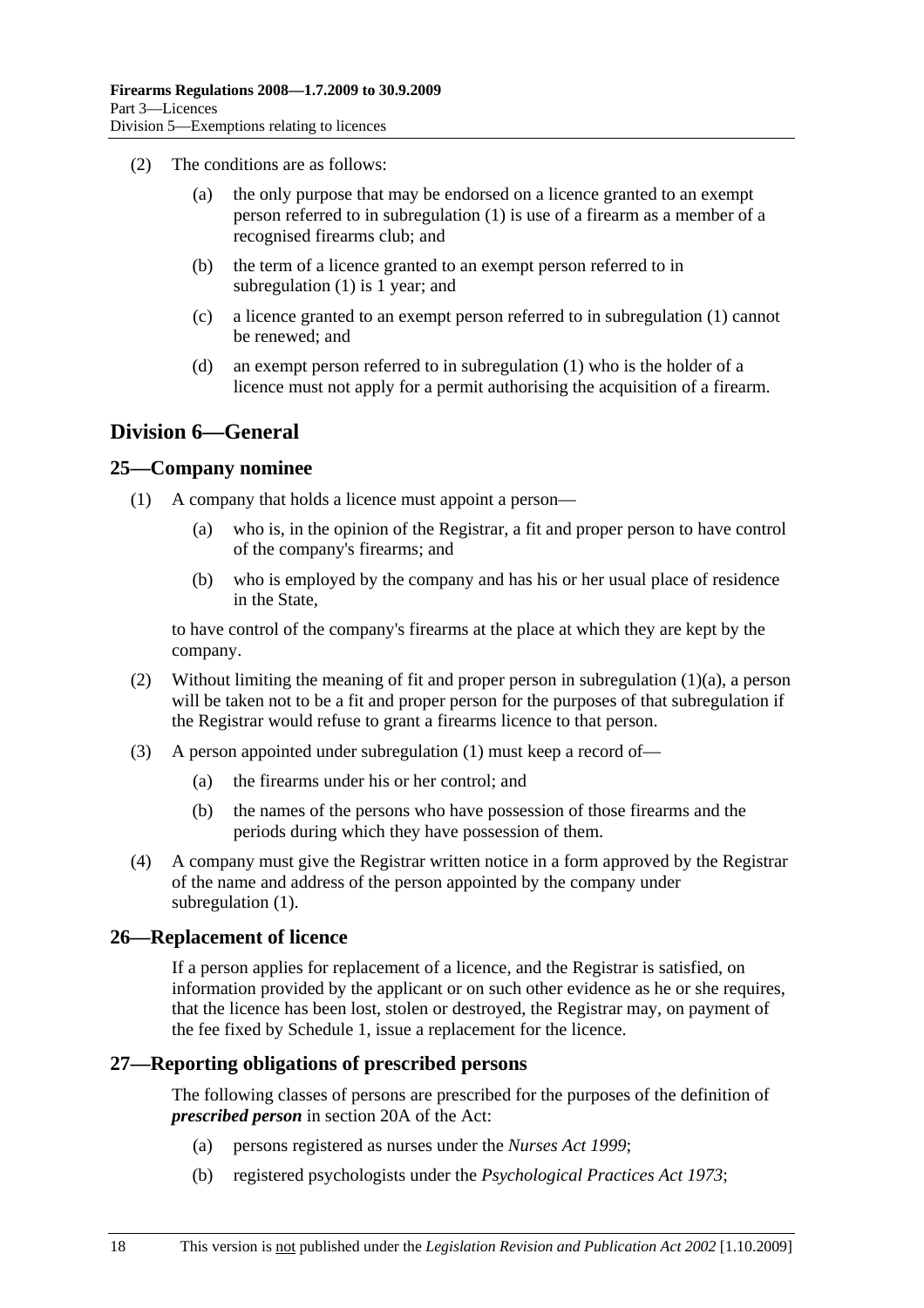(2) The conditions are as follows:

(a) the only purpose that may be endorsed on a licence granted to an exempt person referred to in subregulation (1) is use of a firearm as a member of a recognised firearms club; and

(b) the term of a licence granted to an exempt person referred to in subregulation (1) is 1 year; and

(c) a licence granted to an exempt person referred to in subregulation (1) cannot be renewed; and

(d) an exempt person referred to in subregulation (1) who is the holder of a licence must not apply for a permit authorising the acquisition of a firearm.

## Division 6—General

### 25—Company nominee

(1) A company that holds a licence must appoint a person—

(a) who is, in the opinion of the Registrar, a fit and proper person to have control of the company's firearms; and

(b) who is employed by the company and has his or her usual place of residence in the State,

to have control of the company's firearms at the place at which they are kept by the company.

(2) Without limiting the meaning of fit and proper person in subregulation (1)(a), a person will be taken not to be a fit and proper person for the purposes of that subregulation if the Registrar would refuse to grant a firearms licence to that person.

(3) A person appointed under subregulation (1) must keep a record of—

(a) the firearms under his or her control; and

(b) the names of the persons who have possession of those firearms and the periods during which they have possession of them.

(4) A company must give the Registrar written notice in a form approved by the Registrar of the name and address of the person appointed by the company under subregulation (1).

### 26—Replacement of licence

If a person applies for replacement of a licence, and the Registrar is satisfied, on information provided by the applicant or on such other evidence as he or she requires, that the licence has been lost, stolen or destroyed, the Registrar may, on payment of the fee fixed by Schedule 1, issue a replacement for the licence.

### 27—Reporting obligations of prescribed persons

The following classes of persons are prescribed for the purposes of the definition of ***prescribed person*** in section 20A of the Act:

(a) persons registered as nurses under the *Nurses Act 1999*;

(b) registered psychologists under the *Psychological Practices Act 1973*;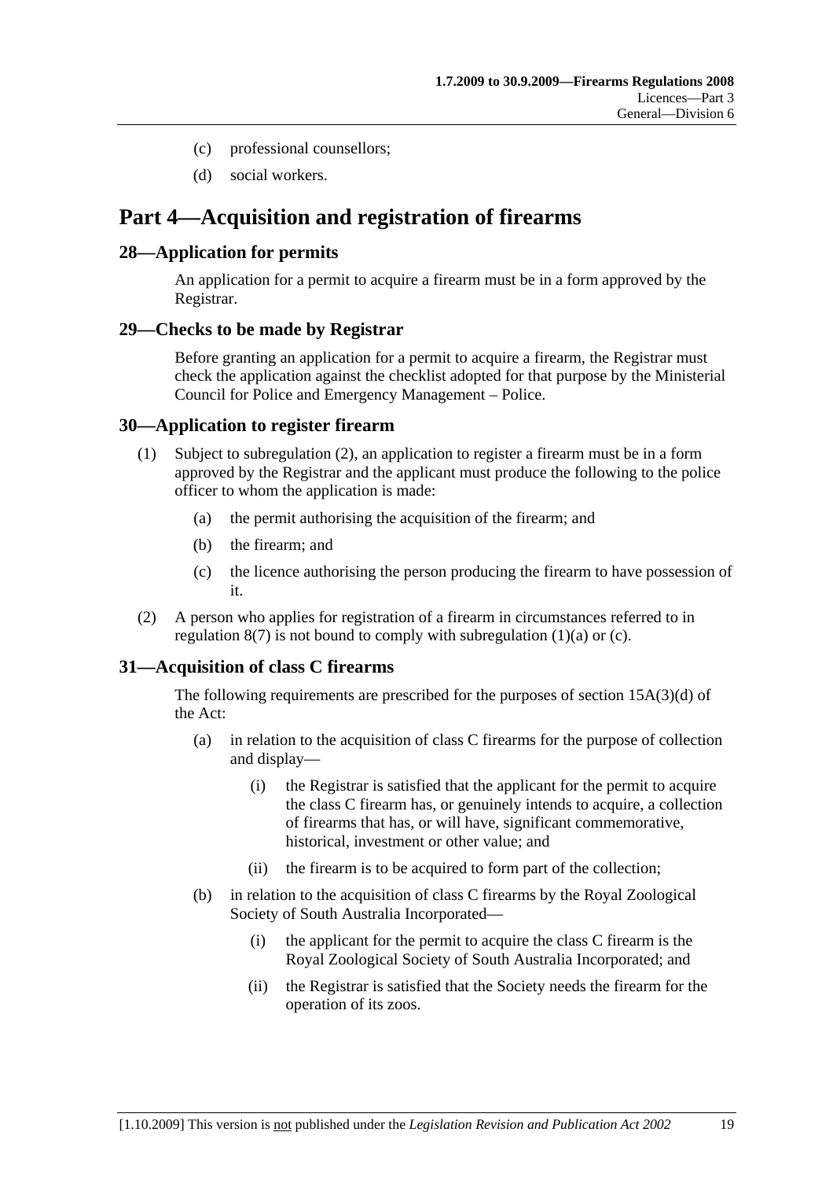(c) professional counsellors;

(d) social workers.

# Part 4—Acquisition and registration of firearms

## 28—Application for permits

An application for a permit to acquire a firearm must be in a form approved by the Registrar.

## 29—Checks to be made by Registrar

Before granting an application for a permit to acquire a firearm, the Registrar must check the application against the checklist adopted for that purpose by the Ministerial Council for Police and Emergency Management – Police.

## 30—Application to register firearm

(1) Subject to subregulation (2), an application to register a firearm must be in a form approved by the Registrar and the applicant must produce the following to the police officer to whom the application is made:

  (a) the permit authorising the acquisition of the firearm; and

  (b) the firearm; and

  (c) the licence authorising the person producing the firearm to have possession of it.

(2) A person who applies for registration of a firearm in circumstances referred to in regulation 8(7) is not bound to comply with subregulation (1)(a) or (c).

## 31—Acquisition of class C firearms

The following requirements are prescribed for the purposes of section 15A(3)(d) of the Act:

  (a) in relation to the acquisition of class C firearms for the purpose of collection and display—

    (i) the Registrar is satisfied that the applicant for the permit to acquire the class C firearm has, or genuinely intends to acquire, a collection of firearms that has, or will have, significant commemorative, historical, investment or other value; and

    (ii) the firearm is to be acquired to form part of the collection;

  (b) in relation to the acquisition of class C firearms by the Royal Zoological Society of South Australia Incorporated—

    (i) the applicant for the permit to acquire the class C firearm is the Royal Zoological Society of South Australia Incorporated; and

    (ii) the Registrar is satisfied that the Society needs the firearm for the operation of its zoos.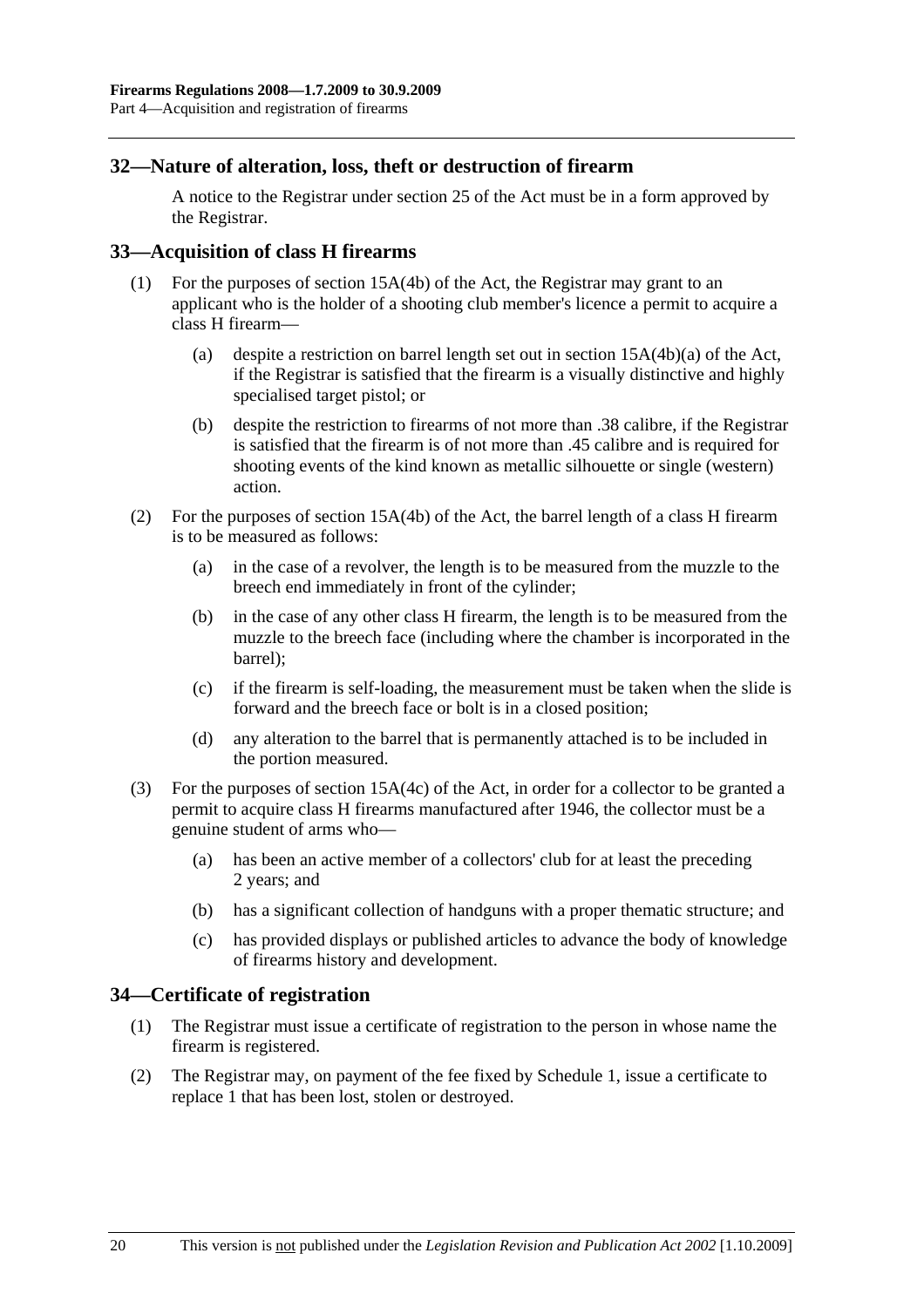## 32—Nature of alteration, loss, theft or destruction of firearm

A notice to the Registrar under section 25 of the Act must be in a form approved by the Registrar.

## 33—Acquisition of class H firearms

(1) For the purposes of section 15A(4b) of the Act, the Registrar may grant to an applicant who is the holder of a shooting club member's licence a permit to acquire a class H firearm—

- (a) despite a restriction on barrel length set out in section 15A(4b)(a) of the Act, if the Registrar is satisfied that the firearm is a visually distinctive and highly specialised target pistol; or
- (b) despite the restriction to firearms of not more than .38 calibre, if the Registrar is satisfied that the firearm is of not more than .45 calibre and is required for shooting events of the kind known as metallic silhouette or single (western) action.

(2) For the purposes of section 15A(4b) of the Act, the barrel length of a class H firearm is to be measured as follows:

- (a) in the case of a revolver, the length is to be measured from the muzzle to the breech end immediately in front of the cylinder;
- (b) in the case of any other class H firearm, the length is to be measured from the muzzle to the breech face (including where the chamber is incorporated in the barrel);
- (c) if the firearm is self-loading, the measurement must be taken when the slide is forward and the breech face or bolt is in a closed position;
- (d) any alteration to the barrel that is permanently attached is to be included in the portion measured.

(3) For the purposes of section 15A(4c) of the Act, in order for a collector to be granted a permit to acquire class H firearms manufactured after 1946, the collector must be a genuine student of arms who—

- (a) has been an active member of a collectors' club for at least the preceding 2 years; and
- (b) has a significant collection of handguns with a proper thematic structure; and
- (c) has provided displays or published articles to advance the body of knowledge of firearms history and development.

## 34—Certificate of registration

(1) The Registrar must issue a certificate of registration to the person in whose name the firearm is registered.

(2) The Registrar may, on payment of the fee fixed by Schedule 1, issue a certificate to replace 1 that has been lost, stolen or destroyed.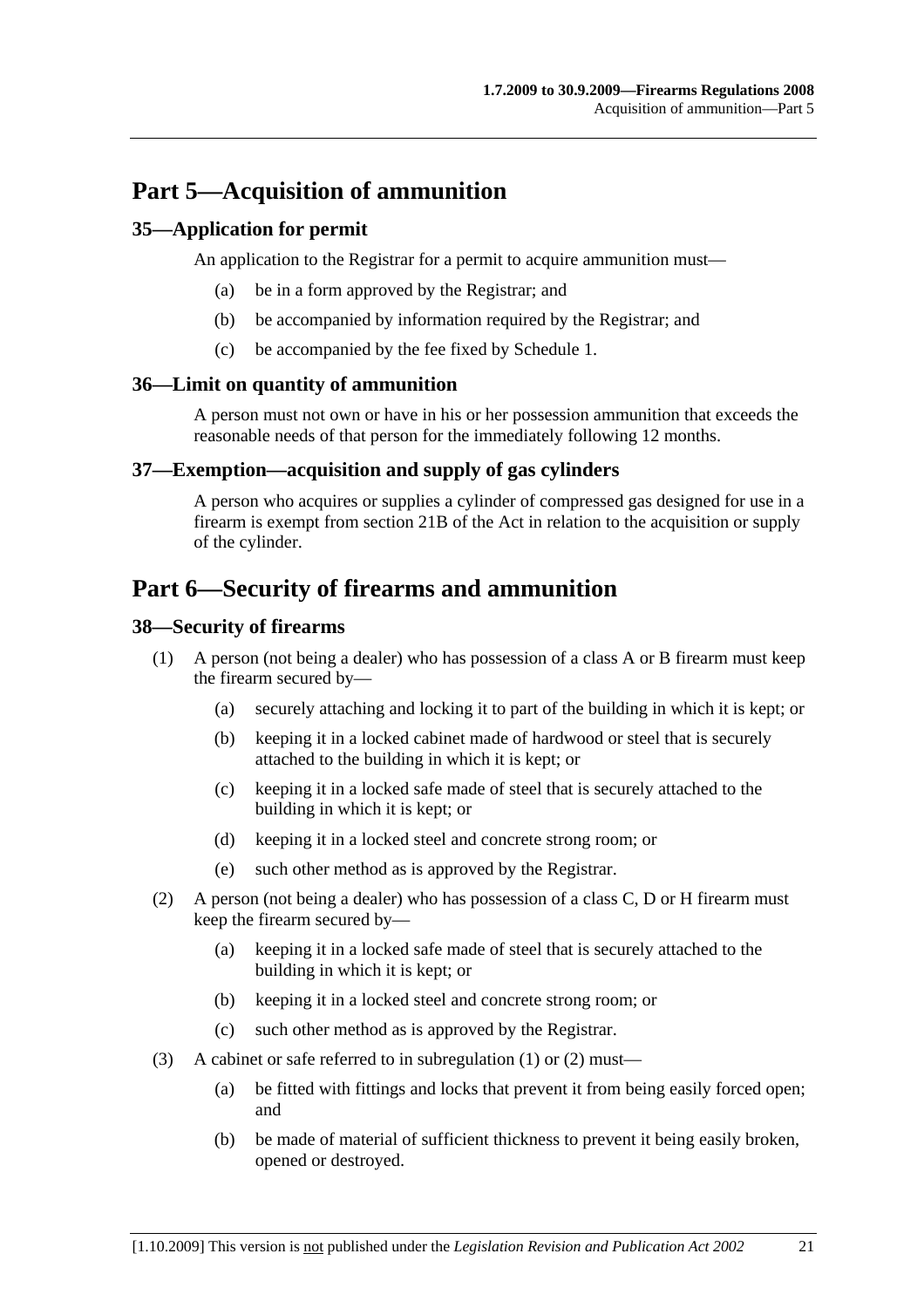# Part 5—Acquisition of ammunition

## 35—Application for permit

An application to the Registrar for a permit to acquire ammunition must—

- (a) be in a form approved by the Registrar; and
- (b) be accompanied by information required by the Registrar; and
- (c) be accompanied by the fee fixed by Schedule 1.

## 36—Limit on quantity of ammunition

A person must not own or have in his or her possession ammunition that exceeds the reasonable needs of that person for the immediately following 12 months.

## 37—Exemption—acquisition and supply of gas cylinders

A person who acquires or supplies a cylinder of compressed gas designed for use in a firearm is exempt from section 21B of the Act in relation to the acquisition or supply of the cylinder.

# Part 6—Security of firearms and ammunition

## 38—Security of firearms

(1) A person (not being a dealer) who has possession of a class A or B firearm must keep the firearm secured by—

- (a) securely attaching and locking it to part of the building in which it is kept; or
- (b) keeping it in a locked cabinet made of hardwood or steel that is securely attached to the building in which it is kept; or
- (c) keeping it in a locked safe made of steel that is securely attached to the building in which it is kept; or
- (d) keeping it in a locked steel and concrete strong room; or
- (e) such other method as is approved by the Registrar.

(2) A person (not being a dealer) who has possession of a class C, D or H firearm must keep the firearm secured by—

- (a) keeping it in a locked safe made of steel that is securely attached to the building in which it is kept; or
- (b) keeping it in a locked steel and concrete strong room; or
- (c) such other method as is approved by the Registrar.

(3) A cabinet or safe referred to in subregulation (1) or (2) must—

- (a) be fitted with fittings and locks that prevent it from being easily forced open; and
- (b) be made of material of sufficient thickness to prevent it being easily broken, opened or destroyed.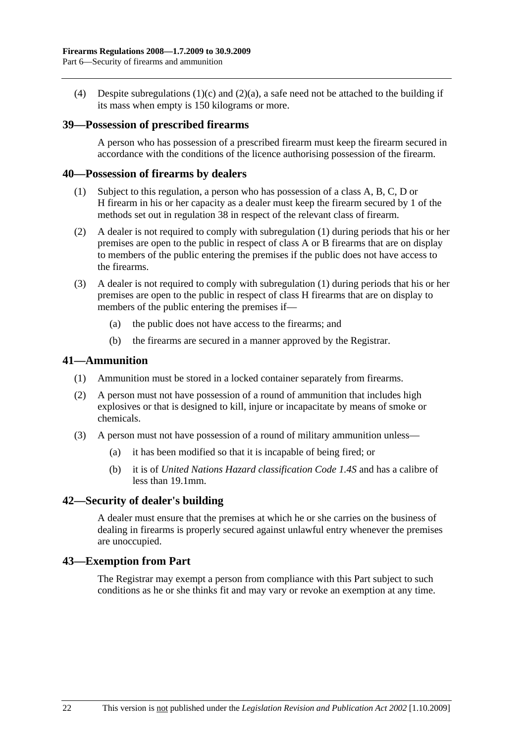(4) Despite subregulations (1)(c) and (2)(a), a safe need not be attached to the building if its mass when empty is 150 kilograms or more.

## 39—Possession of prescribed firearms

A person who has possession of a prescribed firearm must keep the firearm secured in accordance with the conditions of the licence authorising possession of the firearm.

## 40—Possession of firearms by dealers

(1) Subject to this regulation, a person who has possession of a class A, B, C, D or H firearm in his or her capacity as a dealer must keep the firearm secured by 1 of the methods set out in regulation 38 in respect of the relevant class of firearm.

(2) A dealer is not required to comply with subregulation (1) during periods that his or her premises are open to the public in respect of class A or B firearms that are on display to members of the public entering the premises if the public does not have access to the firearms.

(3) A dealer is not required to comply with subregulation (1) during periods that his or her premises are open to the public in respect of class H firearms that are on display to members of the public entering the premises if—

- (a) the public does not have access to the firearms; and
- (b) the firearms are secured in a manner approved by the Registrar.

## 41—Ammunition

(1) Ammunition must be stored in a locked container separately from firearms.

(2) A person must not have possession of a round of ammunition that includes high explosives or that is designed to kill, injure or incapacitate by means of smoke or chemicals.

(3) A person must not have possession of a round of military ammunition unless—

- (a) it has been modified so that it is incapable of being fired; or
- (b) it is of *United Nations Hazard classification Code 1.4S* and has a calibre of less than 19.1mm.

## 42—Security of dealer's building

A dealer must ensure that the premises at which he or she carries on the business of dealing in firearms is properly secured against unlawful entry whenever the premises are unoccupied.

## 43—Exemption from Part

The Registrar may exempt a person from compliance with this Part subject to such conditions as he or she thinks fit and may vary or revoke an exemption at any time.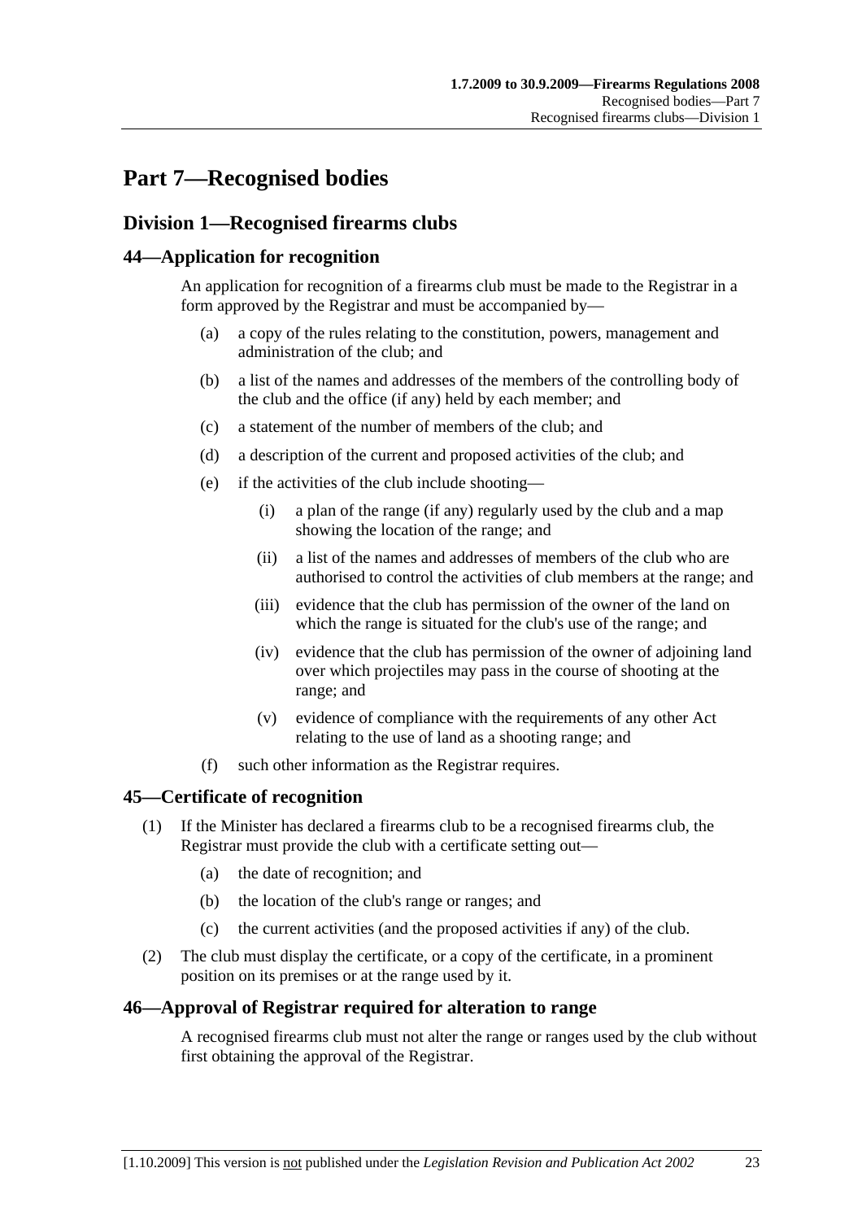# Part 7—Recognised bodies

## Division 1—Recognised firearms clubs

### 44—Application for recognition

An application for recognition of a firearms club must be made to the Registrar in a form approved by the Registrar and must be accompanied by—

- (a) a copy of the rules relating to the constitution, powers, management and administration of the club; and
- (b) a list of the names and addresses of the members of the controlling body of the club and the office (if any) held by each member; and
- (c) a statement of the number of members of the club; and
- (d) a description of the current and proposed activities of the club; and
- (e) if the activities of the club include shooting—
  - (i) a plan of the range (if any) regularly used by the club and a map showing the location of the range; and
  - (ii) a list of the names and addresses of members of the club who are authorised to control the activities of club members at the range; and
  - (iii) evidence that the club has permission of the owner of the land on which the range is situated for the club's use of the range; and
  - (iv) evidence that the club has permission of the owner of adjoining land over which projectiles may pass in the course of shooting at the range; and
  - (v) evidence of compliance with the requirements of any other Act relating to the use of land as a shooting range; and
- (f) such other information as the Registrar requires.

### 45—Certificate of recognition

(1) If the Minister has declared a firearms club to be a recognised firearms club, the Registrar must provide the club with a certificate setting out—

- (a) the date of recognition; and
- (b) the location of the club's range or ranges; and
- (c) the current activities (and the proposed activities if any) of the club.

(2) The club must display the certificate, or a copy of the certificate, in a prominent position on its premises or at the range used by it.

### 46—Approval of Registrar required for alteration to range

A recognised firearms club must not alter the range or ranges used by the club without first obtaining the approval of the Registrar.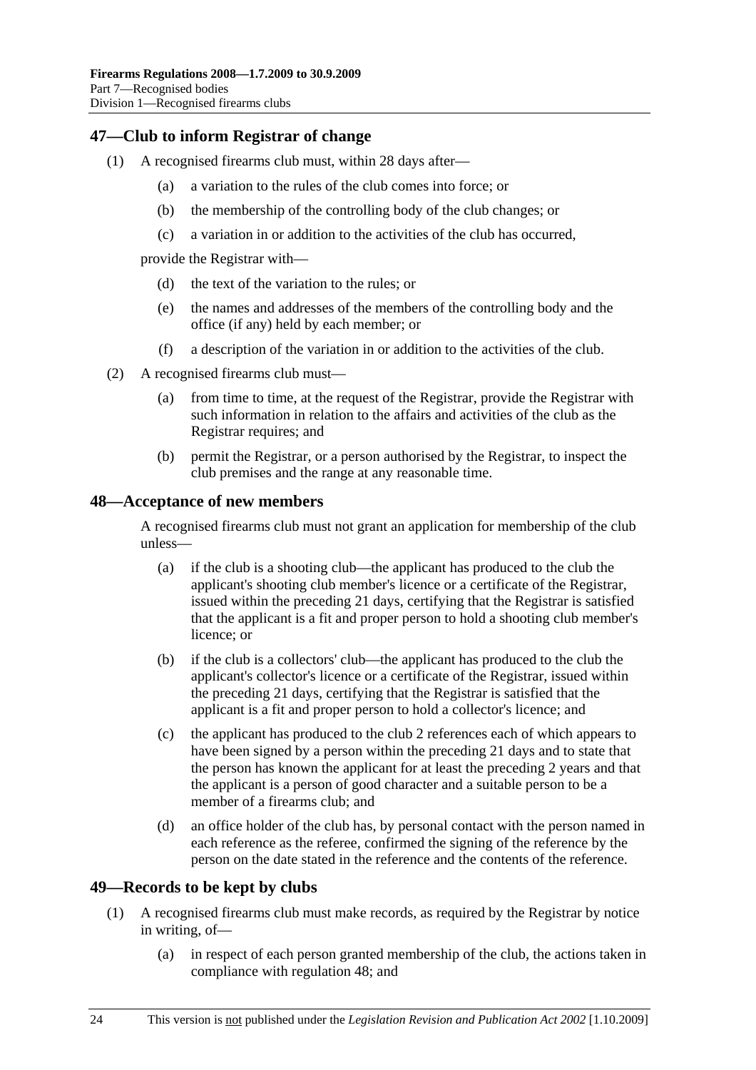## 47—Club to inform Registrar of change

(1) A recognised firearms club must, within 28 days after—

(a) a variation to the rules of the club comes into force; or

(b) the membership of the controlling body of the club changes; or

(c) a variation in or addition to the activities of the club has occurred,

provide the Registrar with—

(d) the text of the variation to the rules; or

(e) the names and addresses of the members of the controlling body and the office (if any) held by each member; or

(f) a description of the variation in or addition to the activities of the club.

(2) A recognised firearms club must—

(a) from time to time, at the request of the Registrar, provide the Registrar with such information in relation to the affairs and activities of the club as the Registrar requires; and

(b) permit the Registrar, or a person authorised by the Registrar, to inspect the club premises and the range at any reasonable time.

## 48—Acceptance of new members

A recognised firearms club must not grant an application for membership of the club unless—

(a) if the club is a shooting club—the applicant has produced to the club the applicant's shooting club member's licence or a certificate of the Registrar, issued within the preceding 21 days, certifying that the Registrar is satisfied that the applicant is a fit and proper person to hold a shooting club member's licence; or

(b) if the club is a collectors' club—the applicant has produced to the club the applicant's collector's licence or a certificate of the Registrar, issued within the preceding 21 days, certifying that the Registrar is satisfied that the applicant is a fit and proper person to hold a collector's licence; and

(c) the applicant has produced to the club 2 references each of which appears to have been signed by a person within the preceding 21 days and to state that the person has known the applicant for at least the preceding 2 years and that the applicant is a person of good character and a suitable person to be a member of a firearms club; and

(d) an office holder of the club has, by personal contact with the person named in each reference as the referee, confirmed the signing of the reference by the person on the date stated in the reference and the contents of the reference.

## 49—Records to be kept by clubs

(1) A recognised firearms club must make records, as required by the Registrar by notice in writing, of—

(a) in respect of each person granted membership of the club, the actions taken in compliance with regulation 48; and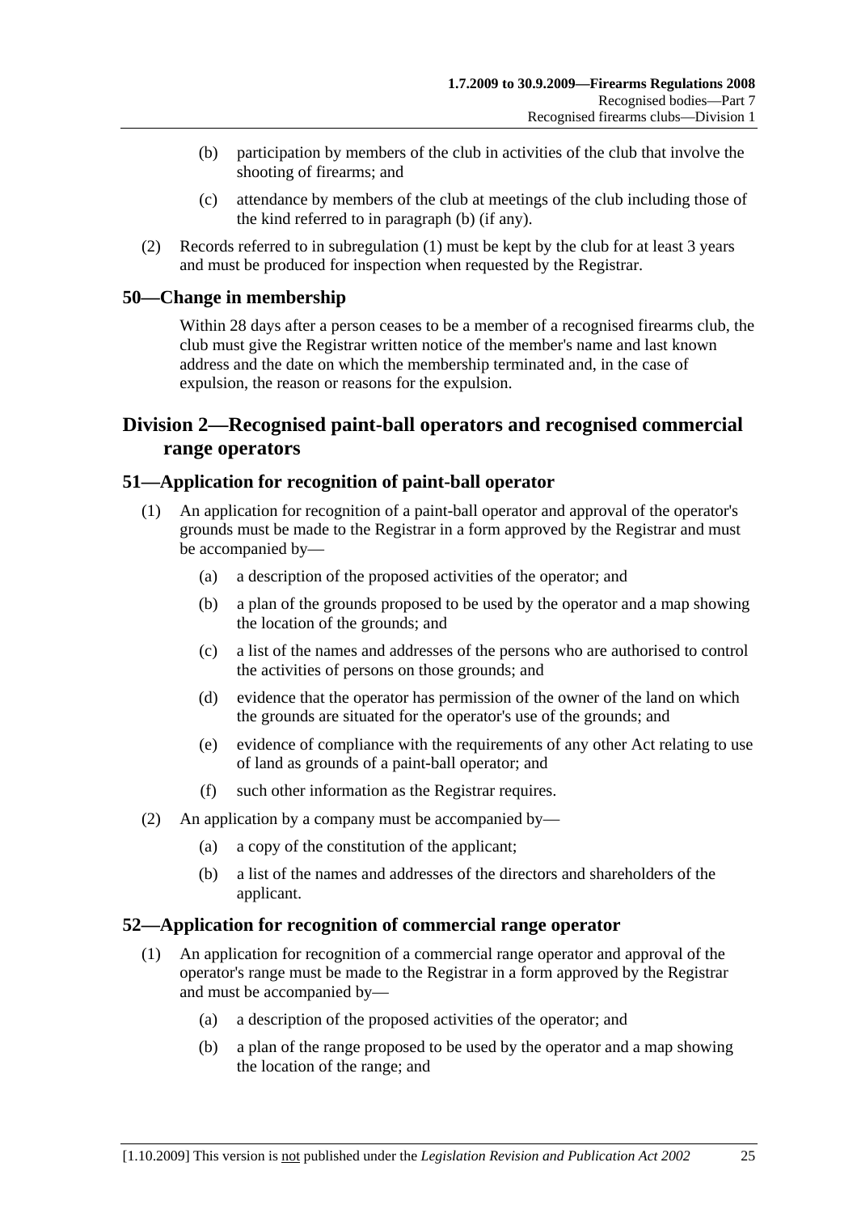(b) participation by members of the club in activities of the club that involve the shooting of firearms; and

(c) attendance by members of the club at meetings of the club including those of the kind referred to in paragraph (b) (if any).

(2) Records referred to in subregulation (1) must be kept by the club for at least 3 years and must be produced for inspection when requested by the Registrar.

## 50—Change in membership

Within 28 days after a person ceases to be a member of a recognised firearms club, the club must give the Registrar written notice of the member's name and last known address and the date on which the membership terminated and, in the case of expulsion, the reason or reasons for the expulsion.

# Division 2—Recognised paint-ball operators and recognised commercial range operators

## 51—Application for recognition of paint-ball operator

(1) An application for recognition of a paint-ball operator and approval of the operator's grounds must be made to the Registrar in a form approved by the Registrar and must be accompanied by—

(a) a description of the proposed activities of the operator; and

(b) a plan of the grounds proposed to be used by the operator and a map showing the location of the grounds; and

(c) a list of the names and addresses of the persons who are authorised to control the activities of persons on those grounds; and

(d) evidence that the operator has permission of the owner of the land on which the grounds are situated for the operator's use of the grounds; and

(e) evidence of compliance with the requirements of any other Act relating to use of land as grounds of a paint-ball operator; and

(f) such other information as the Registrar requires.

(2) An application by a company must be accompanied by—

(a) a copy of the constitution of the applicant;

(b) a list of the names and addresses of the directors and shareholders of the applicant.

## 52—Application for recognition of commercial range operator

(1) An application for recognition of a commercial range operator and approval of the operator's range must be made to the Registrar in a form approved by the Registrar and must be accompanied by—

(a) a description of the proposed activities of the operator; and

(b) a plan of the range proposed to be used by the operator and a map showing the location of the range; and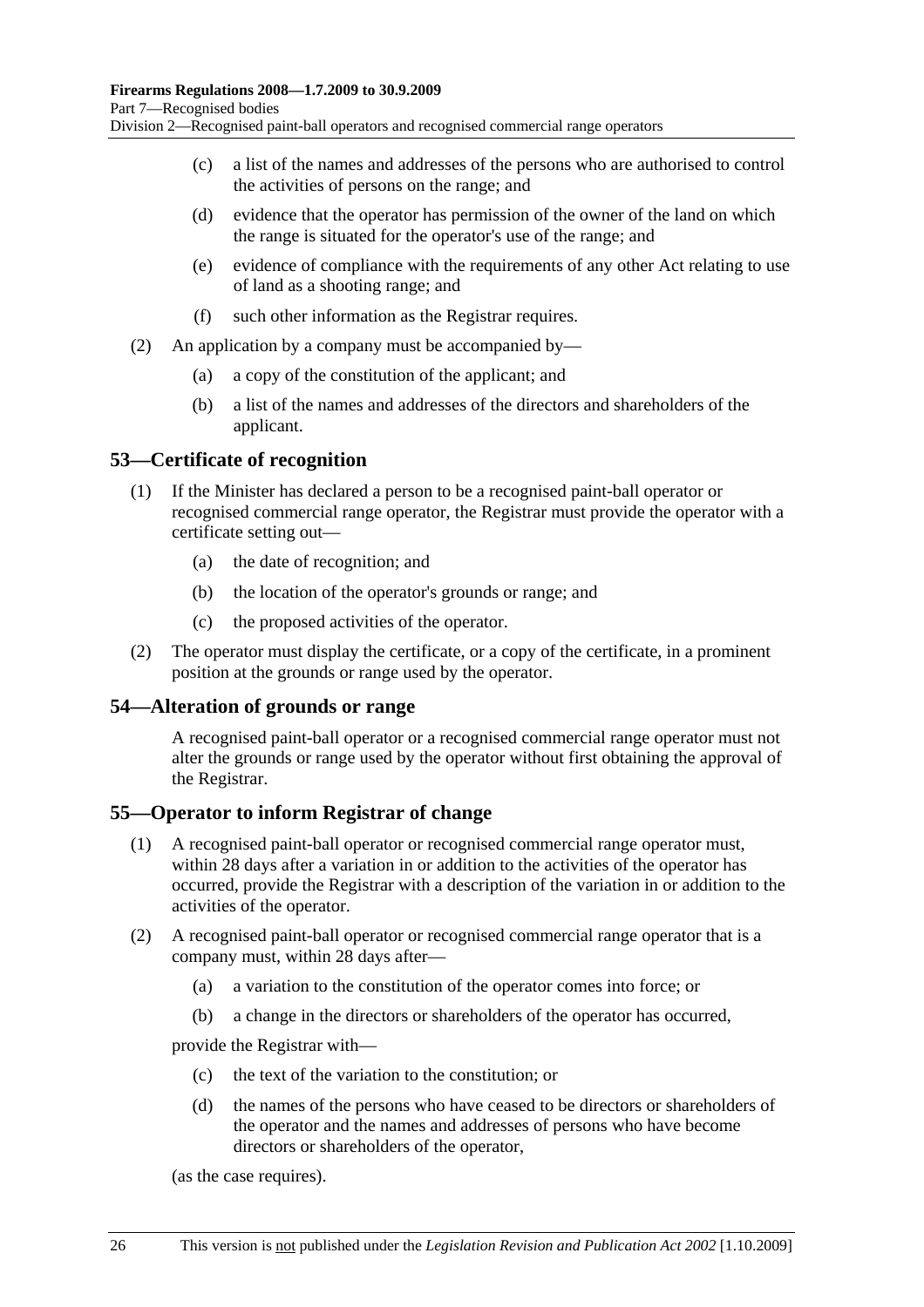(c) a list of the names and addresses of the persons who are authorised to control the activities of persons on the range; and

(d) evidence that the operator has permission of the owner of the land on which the range is situated for the operator's use of the range; and

(e) evidence of compliance with the requirements of any other Act relating to use of land as a shooting range; and

(f) such other information as the Registrar requires.

(2) An application by a company must be accompanied by—

(a) a copy of the constitution of the applicant; and

(b) a list of the names and addresses of the directors and shareholders of the applicant.

## 53—Certificate of recognition

(1) If the Minister has declared a person to be a recognised paint-ball operator or recognised commercial range operator, the Registrar must provide the operator with a certificate setting out—

(a) the date of recognition; and

(b) the location of the operator's grounds or range; and

(c) the proposed activities of the operator.

(2) The operator must display the certificate, or a copy of the certificate, in a prominent position at the grounds or range used by the operator.

## 54—Alteration of grounds or range

A recognised paint-ball operator or a recognised commercial range operator must not alter the grounds or range used by the operator without first obtaining the approval of the Registrar.

## 55—Operator to inform Registrar of change

(1) A recognised paint-ball operator or recognised commercial range operator must, within 28 days after a variation in or addition to the activities of the operator has occurred, provide the Registrar with a description of the variation in or addition to the activities of the operator.

(2) A recognised paint-ball operator or recognised commercial range operator that is a company must, within 28 days after—

(a) a variation to the constitution of the operator comes into force; or

(b) a change in the directors or shareholders of the operator has occurred,

provide the Registrar with—

(c) the text of the variation to the constitution; or

(d) the names of the persons who have ceased to be directors or shareholders of the operator and the names and addresses of persons who have become directors or shareholders of the operator,

(as the case requires).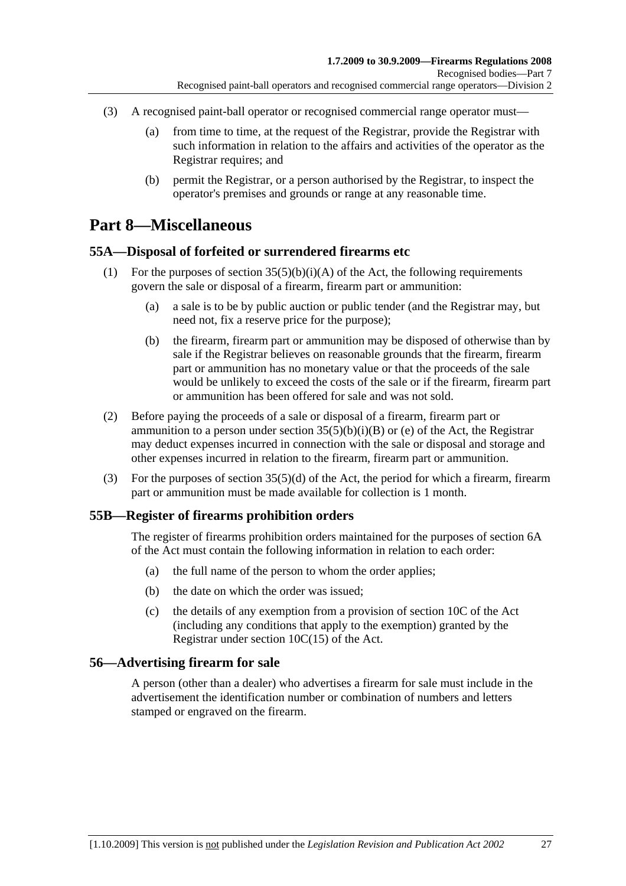(3) A recognised paint-ball operator or recognised commercial range operator must—

(a) from time to time, at the request of the Registrar, provide the Registrar with such information in relation to the affairs and activities of the operator as the Registrar requires; and

(b) permit the Registrar, or a person authorised by the Registrar, to inspect the operator's premises and grounds or range at any reasonable time.

# Part 8—Miscellaneous

## 55A—Disposal of forfeited or surrendered firearms etc

(1) For the purposes of section 35(5)(b)(i)(A) of the Act, the following requirements govern the sale or disposal of a firearm, firearm part or ammunition:

(a) a sale is to be by public auction or public tender (and the Registrar may, but need not, fix a reserve price for the purpose);

(b) the firearm, firearm part or ammunition may be disposed of otherwise than by sale if the Registrar believes on reasonable grounds that the firearm, firearm part or ammunition has no monetary value or that the proceeds of the sale would be unlikely to exceed the costs of the sale or if the firearm, firearm part or ammunition has been offered for sale and was not sold.

(2) Before paying the proceeds of a sale or disposal of a firearm, firearm part or ammunition to a person under section 35(5)(b)(i)(B) or (e) of the Act, the Registrar may deduct expenses incurred in connection with the sale or disposal and storage and other expenses incurred in relation to the firearm, firearm part or ammunition.

(3) For the purposes of section 35(5)(d) of the Act, the period for which a firearm, firearm part or ammunition must be made available for collection is 1 month.

## 55B—Register of firearms prohibition orders

The register of firearms prohibition orders maintained for the purposes of section 6A of the Act must contain the following information in relation to each order:

(a) the full name of the person to whom the order applies;

(b) the date on which the order was issued;

(c) the details of any exemption from a provision of section 10C of the Act (including any conditions that apply to the exemption) granted by the Registrar under section 10C(15) of the Act.

## 56—Advertising firearm for sale

A person (other than a dealer) who advertises a firearm for sale must include in the advertisement the identification number or combination of numbers and letters stamped or engraved on the firearm.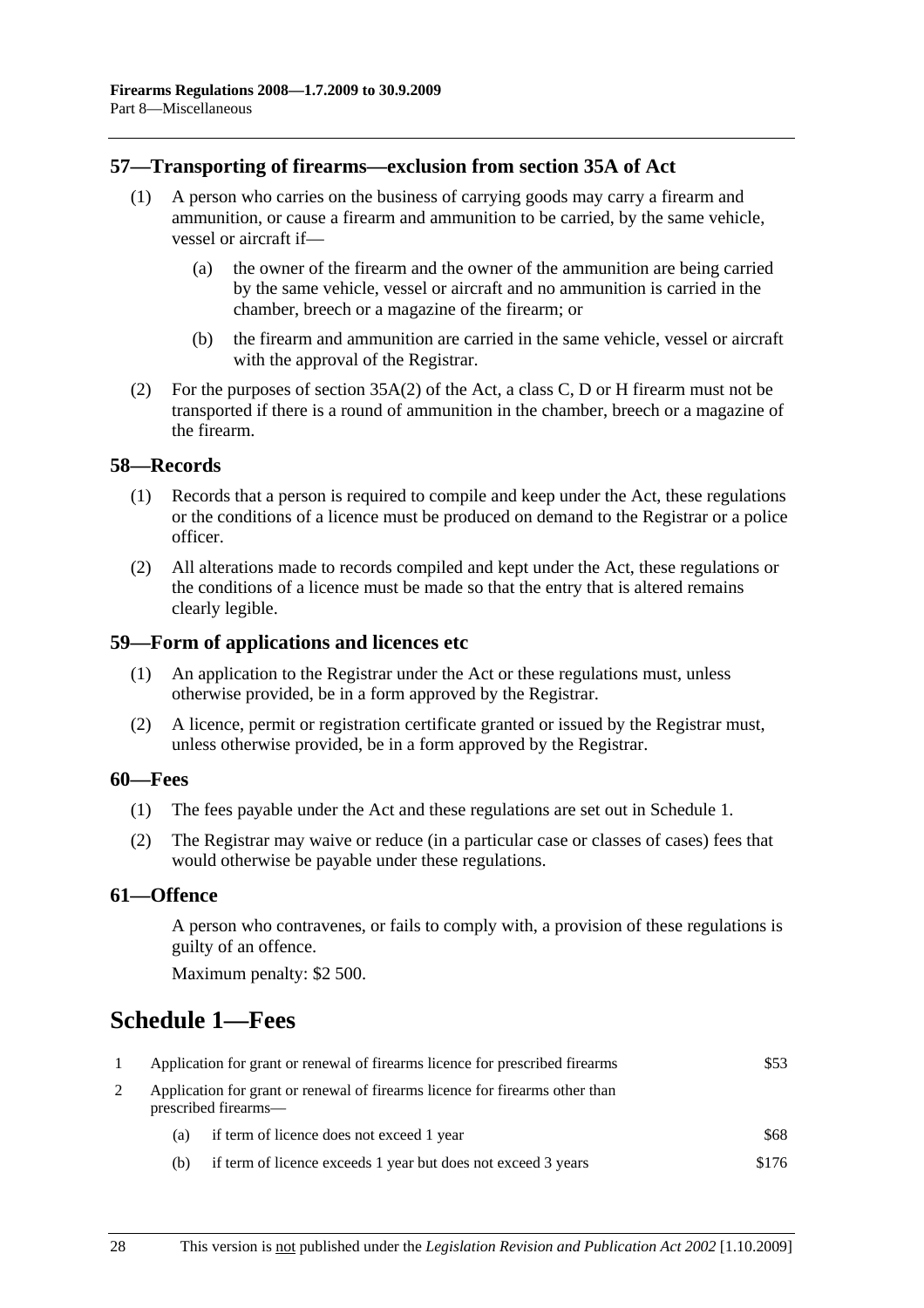## 57—Transporting of firearms—exclusion from section 35A of Act

(1) A person who carries on the business of carrying goods may carry a firearm and ammunition, or cause a firearm and ammunition to be carried, by the same vehicle, vessel or aircraft if—

(a) the owner of the firearm and the owner of the ammunition are being carried by the same vehicle, vessel or aircraft and no ammunition is carried in the chamber, breech or a magazine of the firearm; or

(b) the firearm and ammunition are carried in the same vehicle, vessel or aircraft with the approval of the Registrar.

(2) For the purposes of section 35A(2) of the Act, a class C, D or H firearm must not be transported if there is a round of ammunition in the chamber, breech or a magazine of the firearm.

## 58—Records

(1) Records that a person is required to compile and keep under the Act, these regulations or the conditions of a licence must be produced on demand to the Registrar or a police officer.

(2) All alterations made to records compiled and kept under the Act, these regulations or the conditions of a licence must be made so that the entry that is altered remains clearly legible.

## 59—Form of applications and licences etc

(1) An application to the Registrar under the Act or these regulations must, unless otherwise provided, be in a form approved by the Registrar.

(2) A licence, permit or registration certificate granted or issued by the Registrar must, unless otherwise provided, be in a form approved by the Registrar.

## 60—Fees

(1) The fees payable under the Act and these regulations are set out in Schedule 1.

(2) The Registrar may waive or reduce (in a particular case or classes of cases) fees that would otherwise be payable under these regulations.

## 61—Offence

A person who contravenes, or fails to comply with, a provision of these regulations is guilty of an offence.

Maximum penalty: $2 500.

# Schedule 1—Fees

| | | |
|---|---|---|
| 1 | Application for grant or renewal of firearms licence for prescribed firearms | $53 |
| 2 | Application for grant or renewal of firearms licence for firearms other than prescribed firearms— | |
| | (a) if term of licence does not exceed 1 year | $68 |
| | (b) if term of licence exceeds 1 year but does not exceed 3 years | $176 |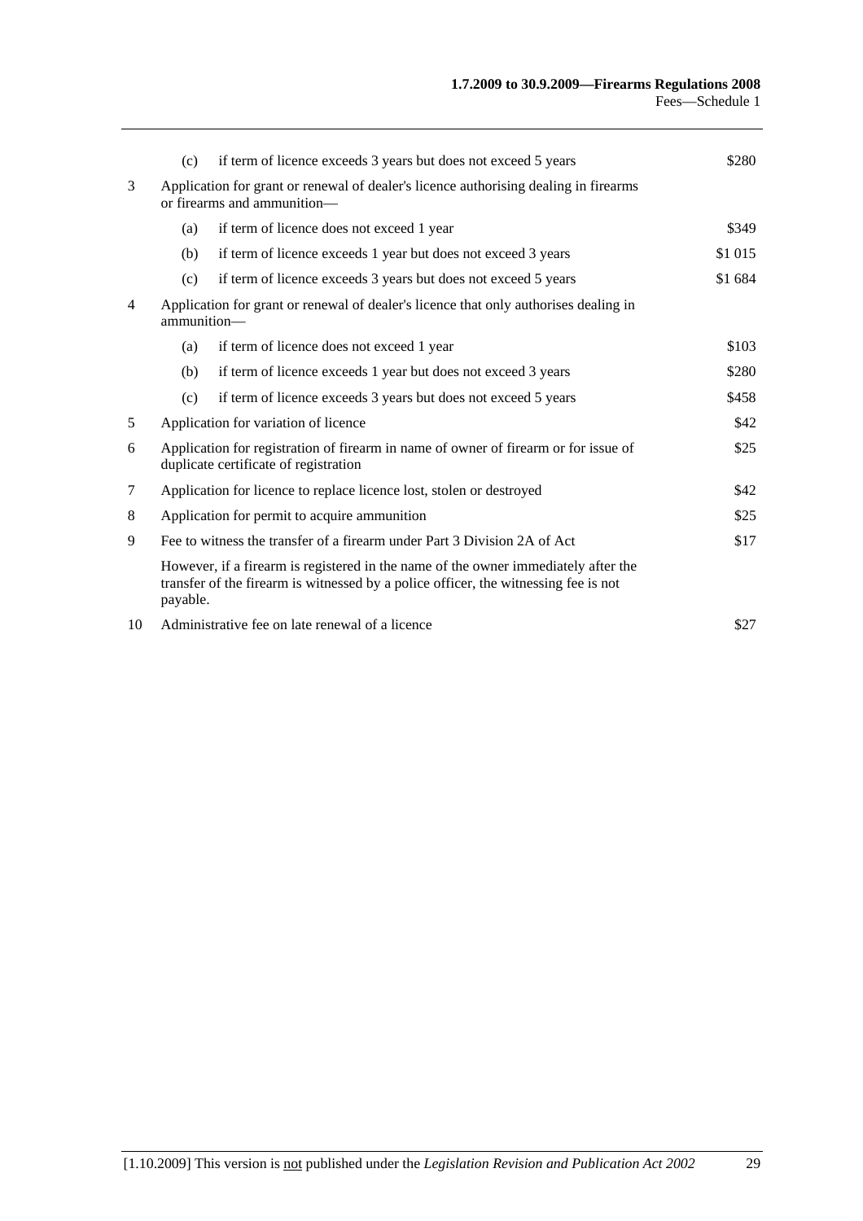| | | | |
|---|---|---|---|
| | (c) | if term of licence exceeds 3 years but does not exceed 5 years | $280 |
| 3 | Application for grant or renewal of dealer's licence authorising dealing in firearms or firearms and ammunition— | | |
| | (a) | if term of licence does not exceed 1 year | $349 |
| | (b) | if term of licence exceeds 1 year but does not exceed 3 years | $1 015 |
| | (c) | if term of licence exceeds 3 years but does not exceed 5 years | $1 684 |
| 4 | Application for grant or renewal of dealer's licence that only authorises dealing in ammunition— | | |
| | (a) | if term of licence does not exceed 1 year | $103 |
| | (b) | if term of licence exceeds 1 year but does not exceed 3 years | $280 |
| | (c) | if term of licence exceeds 3 years but does not exceed 5 years | $458 |
| 5 | Application for variation of licence | | $42 |
| 6 | Application for registration of firearm in name of owner of firearm or for issue of duplicate certificate of registration | | $25 |
| 7 | Application for licence to replace licence lost, stolen or destroyed | | $42 |
| 8 | Application for permit to acquire ammunition | | $25 |
| 9 | Fee to witness the transfer of a firearm under Part 3 Division 2A of Act | | $17 |
| | However, if a firearm is registered in the name of the owner immediately after the transfer of the firearm is witnessed by a police officer, the witnessing fee is not payable. | | |
| 10 | Administrative fee on late renewal of a licence | | $27 |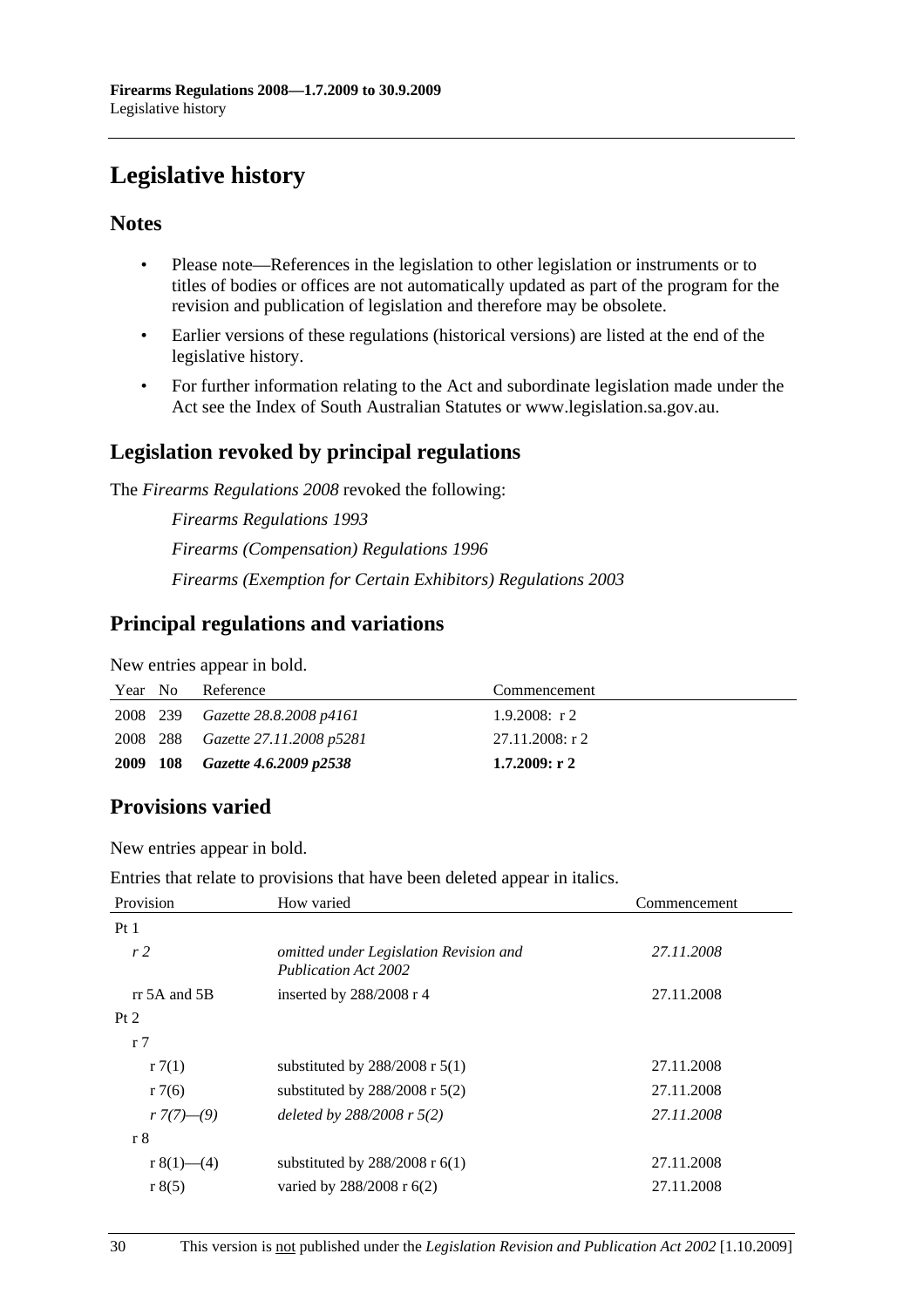# Legislative history

## Notes

- Please note—References in the legislation to other legislation or instruments or to titles of bodies or offices are not automatically updated as part of the program for the revision and publication of legislation and therefore may be obsolete.
- Earlier versions of these regulations (historical versions) are listed at the end of the legislative history.
- For further information relating to the Act and subordinate legislation made under the Act see the Index of South Australian Statutes or www.legislation.sa.gov.au.

## Legislation revoked by principal regulations

The *Firearms Regulations 2008* revoked the following:

*Firearms Regulations 1993*

*Firearms (Compensation) Regulations 1996*

*Firearms (Exemption for Certain Exhibitors) Regulations 2003*

## Principal regulations and variations

New entries appear in bold.

| Year | No | Reference | Commencement |
|---|---|---|---|
| 2008 | 239 | *Gazette 28.8.2008 p4161* | 1.9.2008: r 2 |
| 2008 | 288 | *Gazette 27.11.2008 p5281* | 27.11.2008: r 2 |
| **2009** | **108** | ***Gazette 4.6.2009 p2538*** | **1.7.2009: r 2** |

## Provisions varied

New entries appear in bold.

Entries that relate to provisions that have been deleted appear in italics.

| Provision | How varied | Commencement |
|---|---|---|
| Pt 1 | | |
| *r 2* | *omitted under Legislation Revision and Publication Act 2002* | *27.11.2008* |
| rr 5A and 5B | inserted by 288/2008 r 4 | 27.11.2008 |
| Pt 2 | | |
| r 7 | | |
| r 7(1) | substituted by 288/2008 r 5(1) | 27.11.2008 |
| r 7(6) | substituted by 288/2008 r 5(2) | 27.11.2008 |
| *r 7(7)—(9)* | *deleted by 288/2008 r 5(2)* | *27.11.2008* |
| r 8 | | |
| r 8(1)—(4) | substituted by 288/2008 r 6(1) | 27.11.2008 |
| r 8(5) | varied by 288/2008 r 6(2) | 27.11.2008 |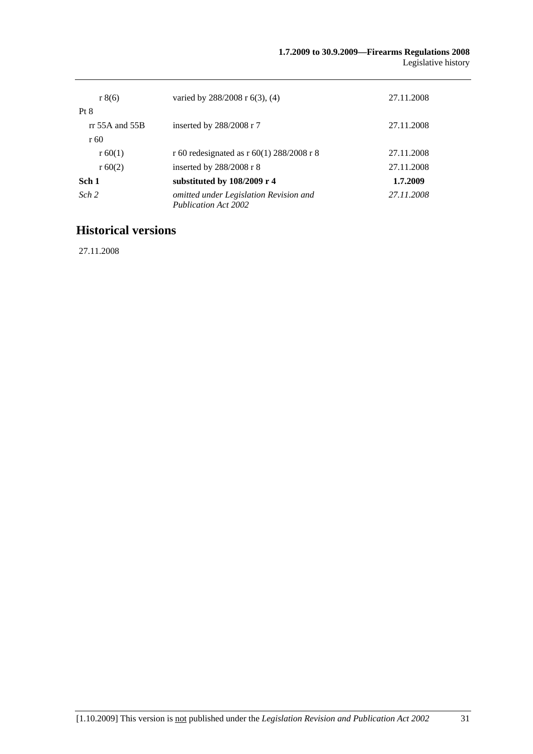| | | |
|---|---|---|
| r 8(6) | varied by 288/2008 r 6(3), (4) | 27.11.2008 |
| Pt 8 | | |
| rr 55A and 55B | inserted by 288/2008 r 7 | 27.11.2008 |
| r 60 | | |
| r 60(1) | r 60 redesignated as r 60(1) 288/2008 r 8 | 27.11.2008 |
| r 60(2) | inserted by 288/2008 r 8 | 27.11.2008 |
| **Sch 1** | **substituted by 108/2009 r 4** | **1.7.2009** |
| *Sch 2* | *omitted under Legislation Revision and Publication Act 2002* | *27.11.2008* |

## Historical versions

27.11.2008